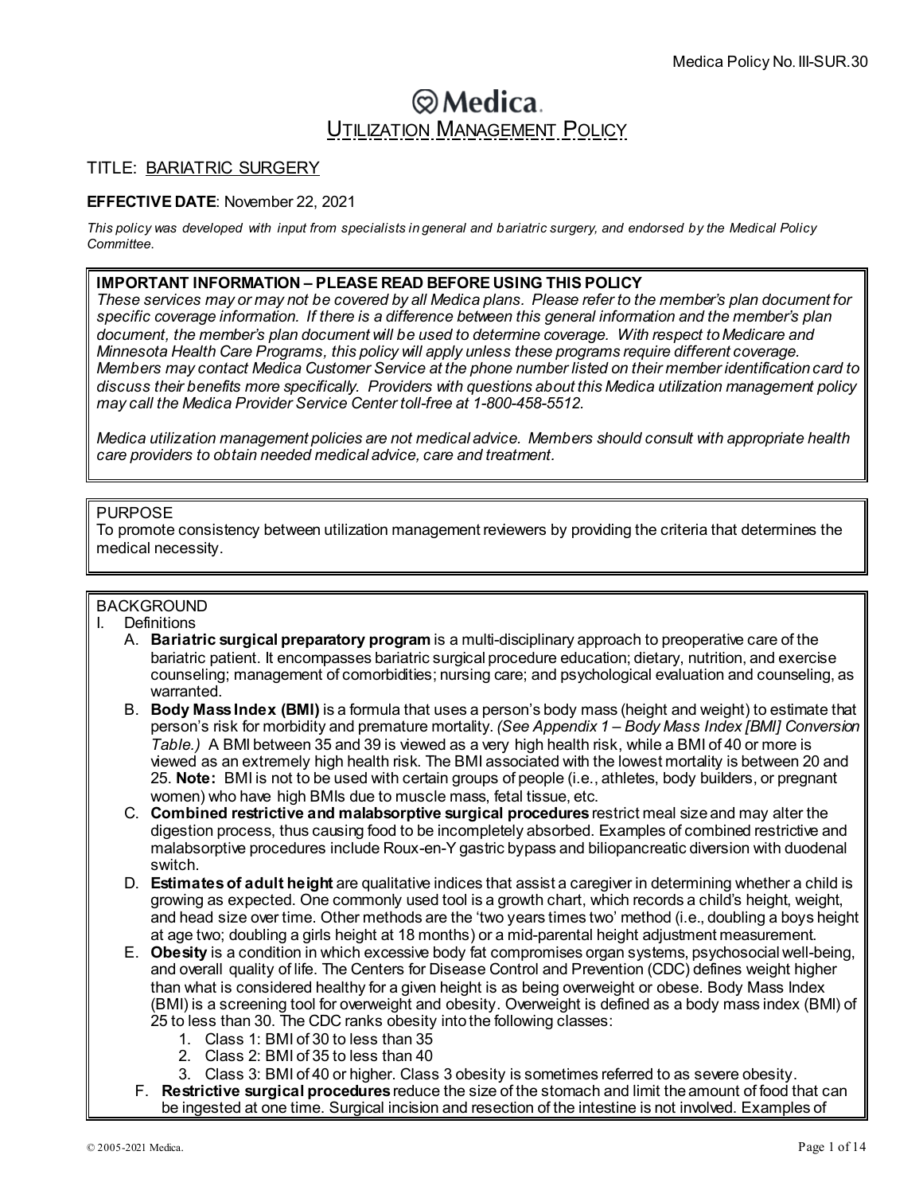Medica Policy No. III-SUR.30

# Medica

## UTILIZATION MANAGEMENT POLICY

TITLE: BARIATRIC SURGERY

**EFFECTIVE DATE**: November 22, 2021

*This policy was developed with input from specialists in general and bariatric surgery, and endorsed by the Medical Policy Committee.*

**IMPORTANT INFORMATION – PLEASE READ BEFORE USING THIS POLICY**
*These services may or may not be covered by all Medica plans. Please refer to the member's plan document for specific coverage information. If there is a difference between this general information and the member's plan document, the member's plan document will be used to determine coverage. With respect to Medicare and Minnesota Health Care Programs, this policy will apply unless these programs require different coverage. Members may contact Medica Customer Service at the phone number listed on their member identification card to discuss their benefits more specifically. Providers with questions about this Medica utilization management policy may call the Medica Provider Service Center toll-free at 1-800-458-5512.*

*Medica utilization management policies are not medical advice. Members should consult with appropriate health care providers to obtain needed medical advice, care and treatment.*

PURPOSE
To promote consistency between utilization management reviewers by providing the criteria that determines the medical necessity.

BACKGROUND

I. Definitions
   A. **Bariatric surgical preparatory program** is a multi-disciplinary approach to preoperative care of the bariatric patient. It encompasses bariatric surgical procedure education; dietary, nutrition, and exercise counseling; management of comorbidities; nursing care; and psychological evaluation and counseling, as warranted.
   B. **Body Mass Index (BMI)** is a formula that uses a person's body mass (height and weight) to estimate that person's risk for morbidity and premature mortality. *(See Appendix 1 – Body Mass Index [BMI] Conversion Table.)* A BMI between 35 and 39 is viewed as a very high health risk, while a BMI of 40 or more is viewed as an extremely high health risk. The BMI associated with the lowest mortality is between 20 and 25. **Note:** BMI is not to be used with certain groups of people (i.e., athletes, body builders, or pregnant women) who have high BMIs due to muscle mass, fetal tissue, etc.
   C. **Combined restrictive and malabsorptive surgical procedures** restrict meal size and may alter the digestion process, thus causing food to be incompletely absorbed. Examples of combined restrictive and malabsorptive procedures include Roux-en-Y gastric bypass and biliopancreatic diversion with duodenal switch.
   D. **Estimates of adult height** are qualitative indices that assist a caregiver in determining whether a child is growing as expected. One commonly used tool is a growth chart, which records a child's height, weight, and head size over time. Other methods are the 'two years times two' method (i.e., doubling a boys height at age two; doubling a girls height at 18 months) or a mid-parental height adjustment measurement.
   E. **Obesity** is a condition in which excessive body fat compromises organ systems, psychosocial well-being, and overall quality of life. The Centers for Disease Control and Prevention (CDC) defines weight higher than what is considered healthy for a given height is as being overweight or obese. Body Mass Index (BMI) is a screening tool for overweight and obesity. Overweight is defined as a body mass index (BMI) of 25 to less than 30. The CDC ranks obesity into the following classes:
      1. Class 1: BMI of 30 to less than 35
      2. Class 2: BMI of 35 to less than 40
      3. Class 3: BMI of 40 or higher. Class 3 obesity is sometimes referred to as severe obesity.
   F. **Restrictive surgical procedures** reduce the size of the stomach and limit the amount of food that can be ingested at one time. Surgical incision and resection of the intestine is not involved. Examples of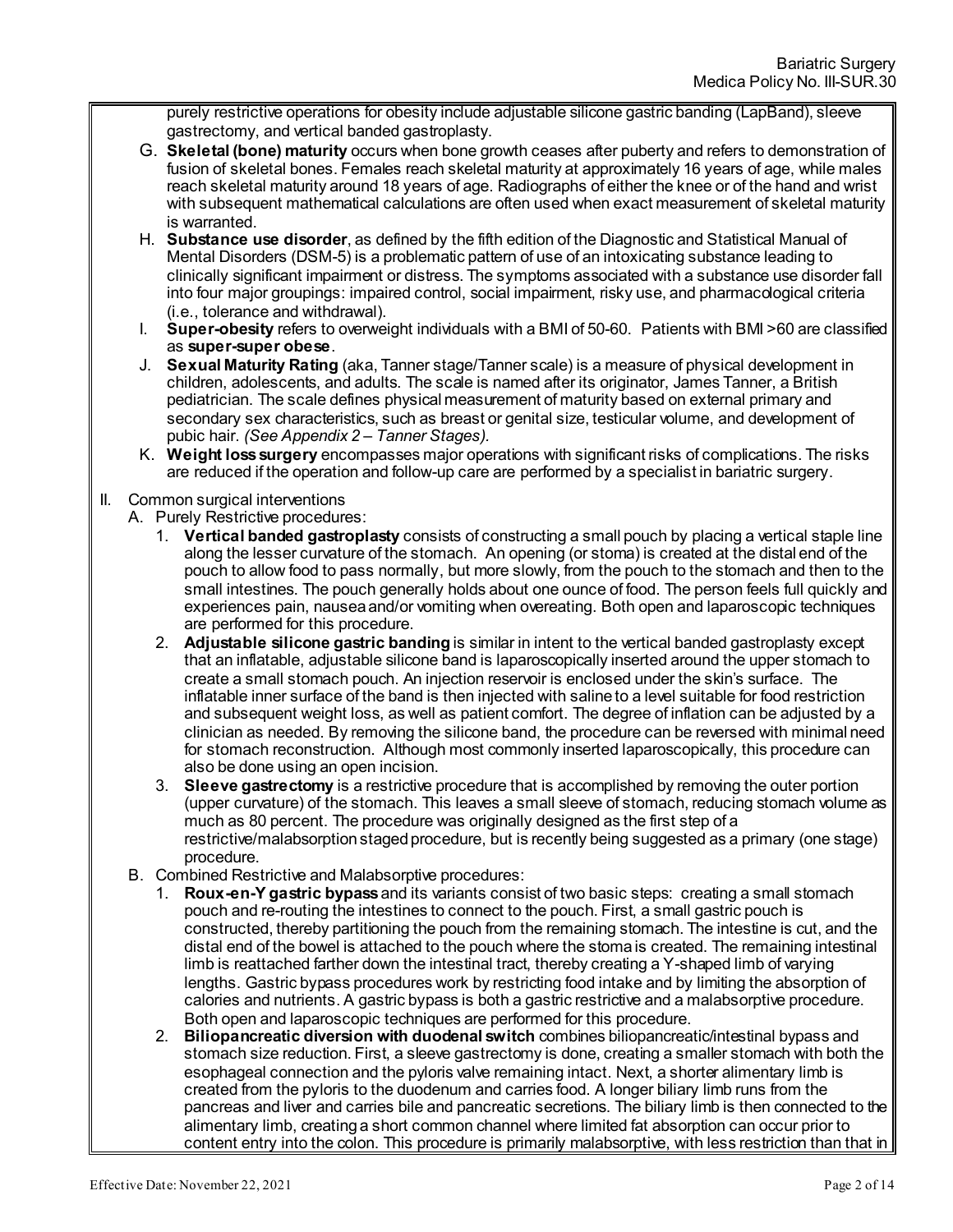purely restrictive operations for obesity include adjustable silicone gastric banding (LapBand), sleeve gastrectomy, and vertical banded gastroplasty.

G. **Skeletal (bone) maturity** occurs when bone growth ceases after puberty and refers to demonstration of fusion of skeletal bones. Females reach skeletal maturity at approximately 16 years of age, while males reach skeletal maturity around 18 years of age. Radiographs of either the knee or of the hand and wrist with subsequent mathematical calculations are often used when exact measurement of skeletal maturity is warranted.

H. **Substance use disorder**, as defined by the fifth edition of the Diagnostic and Statistical Manual of Mental Disorders (DSM-5) is a problematic pattern of use of an intoxicating substance leading to clinically significant impairment or distress. The symptoms associated with a substance use disorder fall into four major groupings: impaired control, social impairment, risky use, and pharmacological criteria (i.e., tolerance and withdrawal).

I. **Super-obesity** refers to overweight individuals with a BMI of 50-60. Patients with BMI >60 are classified as **super-super obese**.

J. **Sexual Maturity Rating** (aka, Tanner stage/Tanner scale) is a measure of physical development in children, adolescents, and adults. The scale is named after its originator, James Tanner, a British pediatrician. The scale defines physical measurement of maturity based on external primary and secondary sex characteristics, such as breast or genital size, testicular volume, and development of pubic hair. *(See Appendix 2 – Tanner Stages).*

K. **Weight loss surgery** encompasses major operations with significant risks of complications. The risks are reduced if the operation and follow-up care are performed by a specialist in bariatric surgery.

II. Common surgical interventions

A. Purely Restrictive procedures:

1. **Vertical banded gastroplasty** consists of constructing a small pouch by placing a vertical staple line along the lesser curvature of the stomach. An opening (or stoma) is created at the distal end of the pouch to allow food to pass normally, but more slowly, from the pouch to the stomach and then to the small intestines. The pouch generally holds about one ounce of food. The person feels full quickly and experiences pain, nausea and/or vomiting when overeating. Both open and laparoscopic techniques are performed for this procedure.
2. **Adjustable silicone gastric banding** is similar in intent to the vertical banded gastroplasty except that an inflatable, adjustable silicone band is laparoscopically inserted around the upper stomach to create a small stomach pouch. An injection reservoir is enclosed under the skin's surface. The inflatable inner surface of the band is then injected with saline to a level suitable for food restriction and subsequent weight loss, as well as patient comfort. The degree of inflation can be adjusted by a clinician as needed. By removing the silicone band, the procedure can be reversed with minimal need for stomach reconstruction. Although most commonly inserted laparoscopically, this procedure can also be done using an open incision.
3. **Sleeve gastrectomy** is a restrictive procedure that is accomplished by removing the outer portion (upper curvature) of the stomach. This leaves a small sleeve of stomach, reducing stomach volume as much as 80 percent. The procedure was originally designed as the first step of a restrictive/malabsorption staged procedure, but is recently being suggested as a primary (one stage) procedure.

B. Combined Restrictive and Malabsorptive procedures:

1. **Roux-en-Y gastric bypass** and its variants consist of two basic steps: creating a small stomach pouch and re-routing the intestines to connect to the pouch. First, a small gastric pouch is constructed, thereby partitioning the pouch from the remaining stomach. The intestine is cut, and the distal end of the bowel is attached to the pouch where the stoma is created. The remaining intestinal limb is reattached farther down the intestinal tract, thereby creating a Y-shaped limb of varying lengths. Gastric bypass procedures work by restricting food intake and by limiting the absorption of calories and nutrients. A gastric bypass is both a gastric restrictive and a malabsorptive procedure. Both open and laparoscopic techniques are performed for this procedure.
2. **Biliopancreatic diversion with duodenal switch** combines biliopancreatic/intestinal bypass and stomach size reduction. First, a sleeve gastrectomy is done, creating a smaller stomach with both the esophageal connection and the pyloris valve remaining intact. Next, a shorter alimentary limb is created from the pyloris to the duodenum and carries food. A longer biliary limb runs from the pancreas and liver and carries bile and pancreatic secretions. The biliary limb is then connected to the alimentary limb, creating a short common channel where limited fat absorption can occur prior to content entry into the colon. This procedure is primarily malabsorptive, with less restriction than that in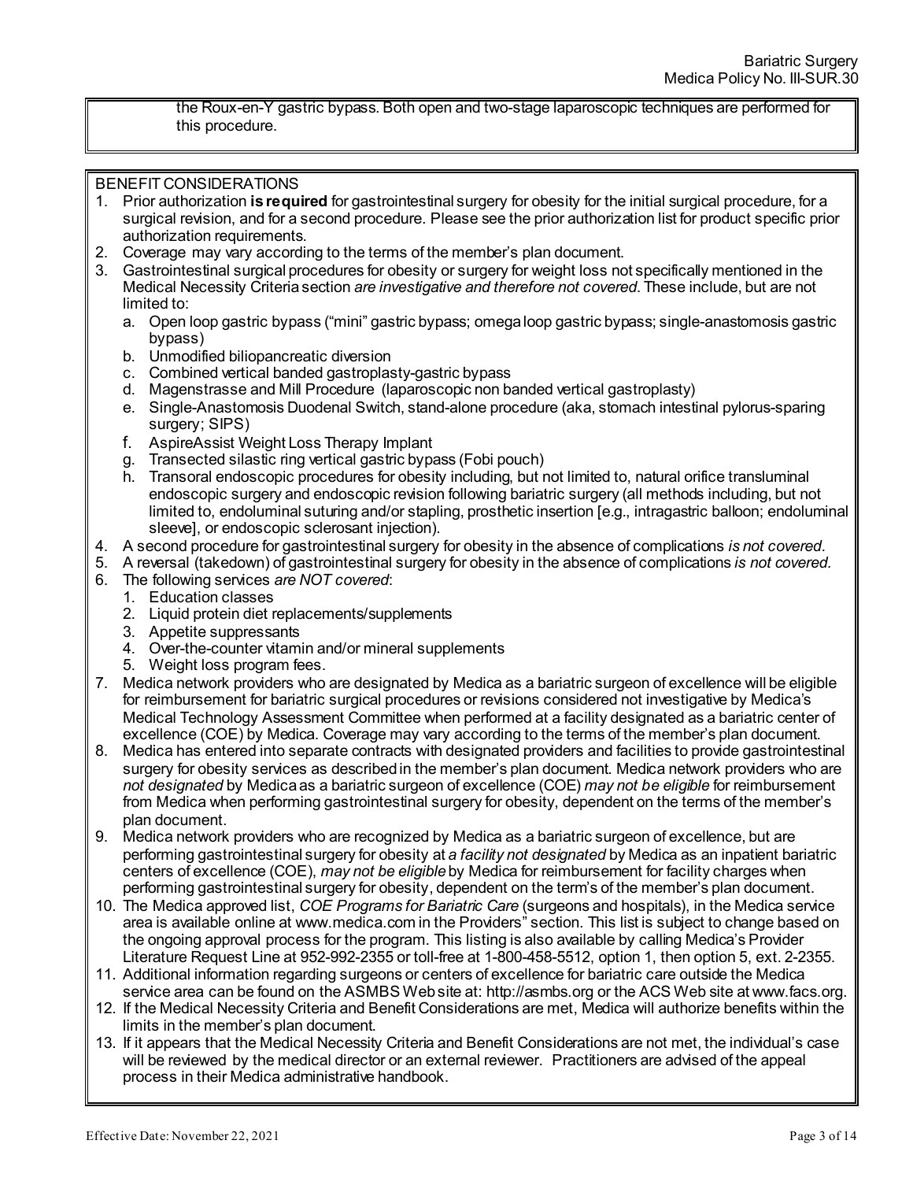the Roux-en-Y gastric bypass. Both open and two-stage laparoscopic techniques are performed for this procedure.

BENEFIT CONSIDERATIONS

1. Prior authorization **is required** for gastrointestinal surgery for obesity for the initial surgical procedure, for a surgical revision, and for a second procedure. Please see the prior authorization list for product specific prior authorization requirements.
2. Coverage may vary according to the terms of the member's plan document.
3. Gastrointestinal surgical procedures for obesity or surgery for weight loss not specifically mentioned in the Medical Necessity Criteria section *are investigative and therefore not covered*. These include, but are not limited to:
   a. Open loop gastric bypass ("mini" gastric bypass; omega loop gastric bypass; single-anastomosis gastric bypass)
   b. Unmodified biliopancreatic diversion
   c. Combined vertical banded gastroplasty-gastric bypass
   d. Magenstrasse and Mill Procedure (laparoscopic non banded vertical gastroplasty)
   e. Single-Anastomosis Duodenal Switch, stand-alone procedure (aka, stomach intestinal pylorus-sparing surgery; SIPS)
   f. AspireAssist Weight Loss Therapy Implant
   g. Transected silastic ring vertical gastric bypass (Fobi pouch)
   h. Transoral endoscopic procedures for obesity including, but not limited to, natural orifice transluminal endoscopic surgery and endoscopic revision following bariatric surgery (all methods including, but not limited to, endoluminal suturing and/or stapling, prosthetic insertion [e.g., intragastric balloon; endoluminal sleeve], or endoscopic sclerosant injection).
4. A second procedure for gastrointestinal surgery for obesity in the absence of complications *is not covered*.
5. A reversal (takedown) of gastrointestinal surgery for obesity in the absence of complications *is not covered.*
6. The following services *are NOT covered*:
   1. Education classes
   2. Liquid protein diet replacements/supplements
   3. Appetite suppressants
   4. Over-the-counter vitamin and/or mineral supplements
   5. Weight loss program fees.
7. Medica network providers who are designated by Medica as a bariatric surgeon of excellence will be eligible for reimbursement for bariatric surgical procedures or revisions considered not investigative by Medica's Medical Technology Assessment Committee when performed at a facility designated as a bariatric center of excellence (COE) by Medica. Coverage may vary according to the terms of the member's plan document.
8. Medica has entered into separate contracts with designated providers and facilities to provide gastrointestinal surgery for obesity services as described in the member's plan document. Medica network providers who are *not designated* by Medica as a bariatric surgeon of excellence (COE) *may not be eligible* for reimbursement from Medica when performing gastrointestinal surgery for obesity, dependent on the terms of the member's plan document.
9. Medica network providers who are recognized by Medica as a bariatric surgeon of excellence, but are performing gastrointestinal surgery for obesity at *a facility not designated* by Medica as an inpatient bariatric centers of excellence (COE), *may not be eligible* by Medica for reimbursement for facility charges when performing gastrointestinal surgery for obesity, dependent on the term's of the member's plan document.
10. The Medica approved list, *COE Programs for Bariatric Care* (surgeons and hospitals), in the Medica service area is available online at www.medica.com in the Providers" section. This list is subject to change based on the ongoing approval process for the program. This listing is also available by calling Medica's Provider Literature Request Line at 952-992-2355 or toll-free at 1-800-458-5512, option 1, then option 5, ext. 2-2355.
11. Additional information regarding surgeons or centers of excellence for bariatric care outside the Medica service area can be found on the ASMBS Web site at: http://asmbs.org or the ACS Web site at www.facs.org.
12. If the Medical Necessity Criteria and Benefit Considerations are met, Medica will authorize benefits within the limits in the member's plan document.
13. If it appears that the Medical Necessity Criteria and Benefit Considerations are not met, the individual's case will be reviewed by the medical director or an external reviewer. Practitioners are advised of the appeal process in their Medica administrative handbook.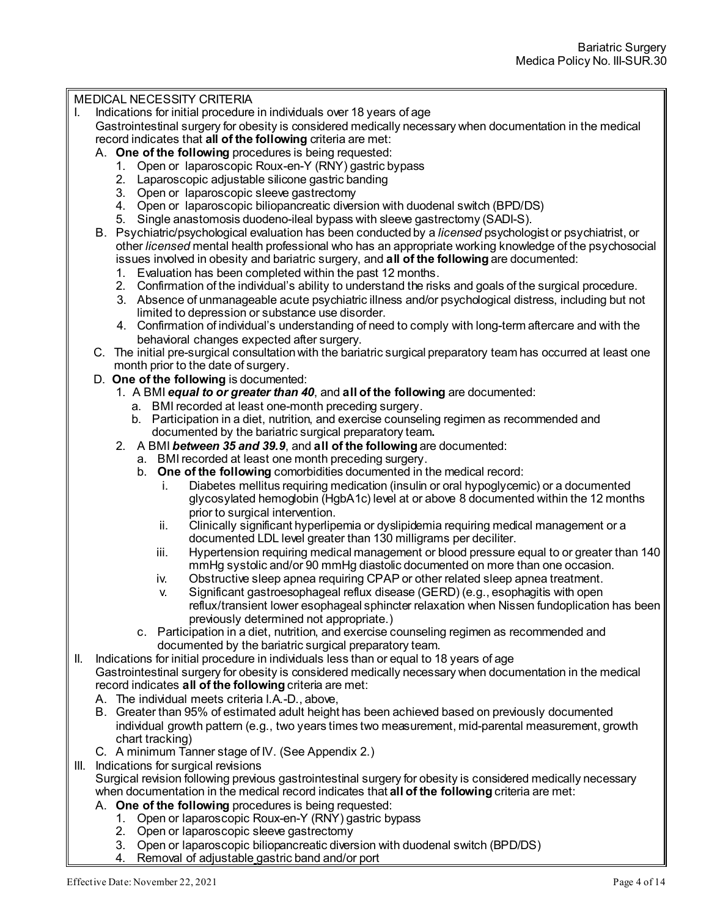MEDICAL NECESSITY CRITERIA

I. Indications for initial procedure in individuals over 18 years of age

Gastrointestinal surgery for obesity is considered medically necessary when documentation in the medical record indicates that **all of the following** criteria are met:

- A. **One of the following** procedures is being requested:
  1. Open or laparoscopic Roux-en-Y (RNY) gastric bypass
  2. Laparoscopic adjustable silicone gastric banding
  3. Open or laparoscopic sleeve gastrectomy
  4. Open or laparoscopic biliopancreatic diversion with duodenal switch (BPD/DS)
  5. Single anastomosis duodeno-ileal bypass with sleeve gastrectomy (SADI-S).
- B. Psychiatric/psychological evaluation has been conducted by a *licensed* psychologist or psychiatrist, or other *licensed* mental health professional who has an appropriate working knowledge of the psychosocial issues involved in obesity and bariatric surgery, and **all of the following** are documented:
  1. Evaluation has been completed within the past 12 months.
  2. Confirmation of the individual's ability to understand the risks and goals of the surgical procedure.
  3. Absence of unmanageable acute psychiatric illness and/or psychological distress, including but not limited to depression or substance use disorder.
  4. Confirmation of individual's understanding of need to comply with long-term aftercare and with the behavioral changes expected after surgery.
- C. The initial pre-surgical consultation with the bariatric surgical preparatory team has occurred at least one month prior to the date of surgery.
- D. **One of the following** is documented:
  1. A BMI ***equal to or greater than 40***, and **all of the following** are documented:
     - a. BMI recorded at least one-month preceding surgery.
     - b. Participation in a diet, nutrition, and exercise counseling regimen as recommended and documented by the bariatric surgical preparatory team**.**
  2. A BMI ***between 35 and 39.9***, and **all of the following** are documented:
     - a. BMI recorded at least one month preceding surgery.
     - b. **One of the following** comorbidities documented in the medical record:
       - i. Diabetes mellitus requiring medication (insulin or oral hypoglycemic) or a documented glycosylated hemoglobin (HgbA1c) level at or above 8 documented within the 12 months prior to surgical intervention.
       - ii. Clinically significant hyperlipemia or dyslipidemia requiring medical management or a documented LDL level greater than 130 milligrams per deciliter.
       - iii. Hypertension requiring medical management or blood pressure equal to or greater than 140 mmHg systolic and/or 90 mmHg diastolic documented on more than one occasion.
       - iv. Obstructive sleep apnea requiring CPAP or other related sleep apnea treatment.
       - v. Significant gastroesophageal reflux disease (GERD) (e.g., esophagitis with open reflux/transient lower esophageal sphincter relaxation when Nissen fundoplication has been previously determined not appropriate.)
     - c. Participation in a diet, nutrition, and exercise counseling regimen as recommended and documented by the bariatric surgical preparatory team.

II. Indications for initial procedure in individuals less than or equal to 18 years of age

Gastrointestinal surgery for obesity is considered medically necessary when documentation in the medical record indicates **all of the following** criteria are met:

- A. The individual meets criteria I.A.-D., above,
- B. Greater than 95% of estimated adult height has been achieved based on previously documented individual growth pattern (e.g., two years times two measurement, mid-parental measurement, growth chart tracking)
- C. A minimum Tanner stage of IV. (See Appendix 2.)

III. Indications for surgical revisions

Surgical revision following previous gastrointestinal surgery for obesity is considered medically necessary when documentation in the medical record indicates that **all of the following** criteria are met:

- A. **One of the following** procedures is being requested:
  1. Open or laparoscopic Roux-en-Y (RNY) gastric bypass
  2. Open or laparoscopic sleeve gastrectomy
  3. Open or laparoscopic biliopancreatic diversion with duodenal switch (BPD/DS)
  4. Removal of adjustable gastric band and/or port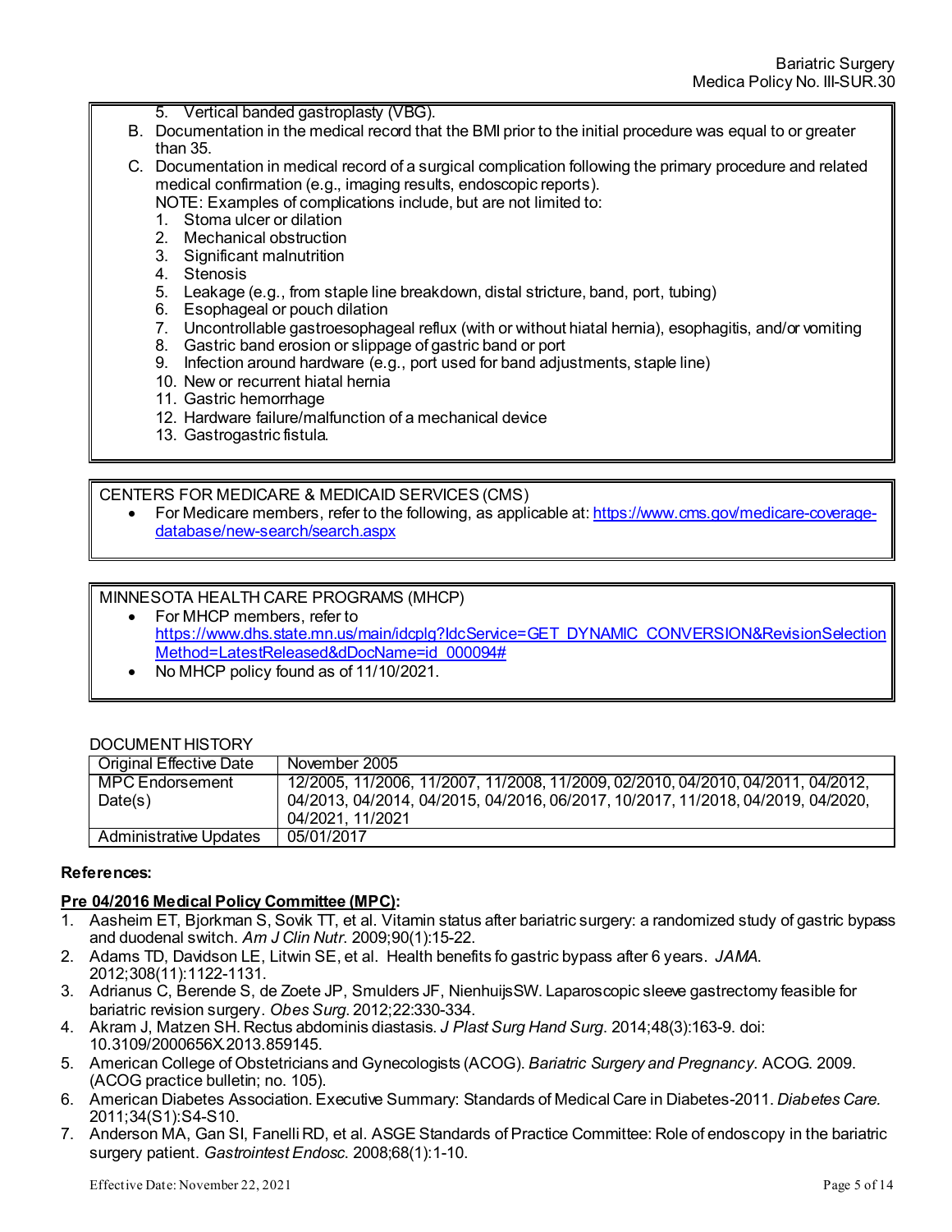5. Vertical banded gastroplasty (VBG).

B. Documentation in the medical record that the BMI prior to the initial procedure was equal to or greater than 35.

C. Documentation in medical record of a surgical complication following the primary procedure and related medical confirmation (e.g., imaging results, endoscopic reports).
NOTE: Examples of complications include, but are not limited to:
1. Stoma ulcer or dilation
2. Mechanical obstruction
3. Significant malnutrition
4. Stenosis
5. Leakage (e.g., from staple line breakdown, distal stricture, band, port, tubing)
6. Esophageal or pouch dilation
7. Uncontrollable gastroesophageal reflux (with or without hiatal hernia), esophagitis, and/or vomiting
8. Gastric band erosion or slippage of gastric band or port
9. Infection around hardware (e.g., port used for band adjustments, staple line)
10. New or recurrent hiatal hernia
11. Gastric hemorrhage
12. Hardware failure/malfunction of a mechanical device
13. Gastrogastric fistula.

CENTERS FOR MEDICARE & MEDICAID SERVICES (CMS)
- For Medicare members, refer to the following, as applicable at: [https://www.cms.gov/medicare-coverage-database/new-search/search.aspx](https://www.cms.gov/medicare-coverage-database/new-search/search.aspx)

MINNESOTA HEALTH CARE PROGRAMS (MHCP)
- For MHCP members, refer to [https://www.dhs.state.mn.us/main/idcplg?IdcService=GET_DYNAMIC_CONVERSION&RevisionSelectionMethod=LatestReleased&dDocName=id_000094#](https://www.dhs.state.mn.us/main/idcplg?IdcService=GET_DYNAMIC_CONVERSION&RevisionSelectionMethod=LatestReleased&dDocName=id_000094#)
- No MHCP policy found as of 11/10/2021.

DOCUMENT HISTORY

| Original Effective Date | November 2005 |
|---|---|
| MPC Endorsement Date(s) | 12/2005, 11/2006, 11/2007, 11/2008, 11/2009, 02/2010, 04/2010, 04/2011, 04/2012, 04/2013, 04/2014, 04/2015, 04/2016, 06/2017, 10/2017, 11/2018, 04/2019, 04/2020, 04/2021, 11/2021 |
| Administrative Updates | 05/01/2017 |

**References:**

**Pre 04/2016 Medical Policy Committee (MPC):**

1. Aasheim ET, Bjorkman S, Sovik TT, et al. Vitamin status after bariatric surgery: a randomized study of gastric bypass and duodenal switch. *Am J Clin Nutr*. 2009;90(1):15-22.
2. Adams TD, Davidson LE, Litwin SE, et al. Health benefits fo gastric bypass after 6 years. *JAMA*. 2012;308(11):1122-1131.
3. Adrianus C, Berende S, de Zoete JP, Smulders JF, Nienhuijs SW. Laparoscopic sleeve gastrectomy feasible for bariatric revision surgery. *Obes Surg*. 2012;22:330-334.
4. Akram J, Matzen SH. Rectus abdominis diastasis. *J Plast Surg Hand Surg*. 2014;48(3):163-9. doi: 10.3109/2000656X.2013.859145.
5. American College of Obstetricians and Gynecologists (ACOG). *Bariatric Surgery and Pregnancy*. ACOG. 2009. (ACOG practice bulletin; no. 105).
6. American Diabetes Association. Executive Summary: Standards of Medical Care in Diabetes-2011. *Diabetes Care*. 2011;34(S1):S4-S10.
7. Anderson MA, Gan SI, Fanelli RD, et al. ASGE Standards of Practice Committee: Role of endoscopy in the bariatric surgery patient. *Gastrointest Endosc*. 2008;68(1):1-10.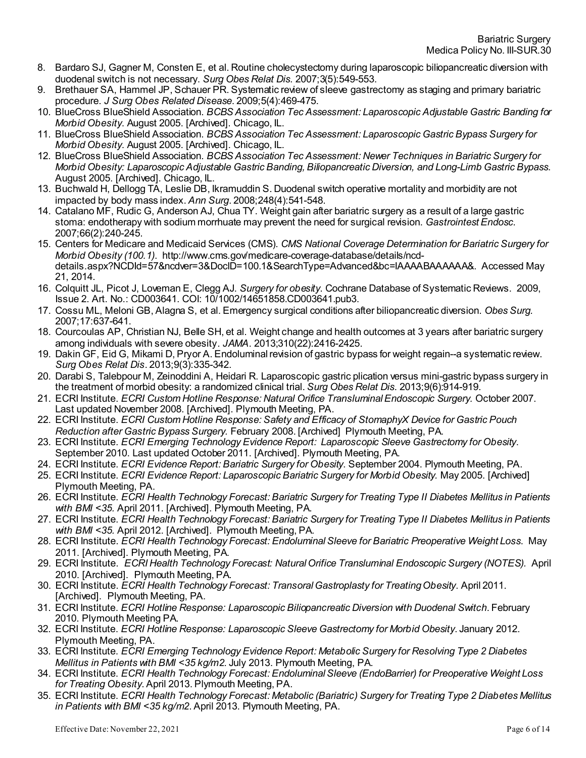8. Bardaro SJ, Gagner M, Consten E, et al. Routine cholecystectomy during laparoscopic biliopancreatic diversion with duodenal switch is not necessary. *Surg Obes Relat Dis*. 2007;3(5):549-553.
9. Brethauer SA, Hammel JP, Schauer PR. Systematic review of sleeve gastrectomy as staging and primary bariatric procedure. *J Surg Obes Related Disease*. 2009;5(4):469-475.
10. BlueCross BlueShield Association. *BCBS Association Tec Assessment: Laparoscopic Adjustable Gastric Banding for Morbid Obesity*. August 2005. [Archived]. Chicago, IL.
11. BlueCross BlueShield Association. *BCBS Association Tec Assessment: Laparoscopic Gastric Bypass Surgery for Morbid Obesity*. August 2005. [Archived]. Chicago, IL.
12. BlueCross BlueShield Association. *BCBS Association Tec Assessment: Newer Techniques in Bariatric Surgery for Morbid Obesity: Laparoscopic Adjustable Gastric Banding, Biliopancreatic Diversion, and Long-Limb Gastric Bypass*. August 2005. [Archived]. Chicago, IL.
13. Buchwald H, Dellogg TA, Leslie DB, Ikramuddin S. Duodenal switch operative mortality and morbidity are not impacted by body mass index. *Ann Surg*. 2008;248(4):541-548.
14. Catalano MF, Rudic G, Anderson AJ, Chua TY. Weight gain after bariatric surgery as a result of a large gastric stoma: endotherapy with sodium morrhuate may prevent the need for surgical revision. *Gastrointest Endosc*. 2007;66(2):240-245.
15. Centers for Medicare and Medicaid Services (CMS). *CMS National Coverage Determination for Bariatric Surgery for Morbid Obesity (100.1)*. http://www.cms.gov/medicare-coverage-database/details/ncd-details.aspx?NCDId=57&ncdver=3&DocID=100.1&SearchType=Advanced&bc=IAAAABAAAAAA&. Accessed May 21, 2014.
16. Colquitt JL, Picot J, Loveman E, Clegg AJ. *Surgery for obesity*. Cochrane Database of Systematic Reviews. 2009, Issue 2. Art. No.: CD003641. COI: 10/1002/14651858.CD003641.pub3.
17. Cossu ML, Meloni GB, Alagna S, et al. Emergency surgical conditions after biliopancreatic diversion. *Obes Surg*. 2007;17:637-641.
18. Courcoulas AP, Christian NJ, Belle SH, et al. Weight change and health outcomes at 3 years after bariatric surgery among individuals with severe obesity. *JAMA*. 2013;310(22):2416-2425.
19. Dakin GF, Eid G, Mikami D, Pryor A. Endoluminal revision of gastric bypass for weight regain--a systematic review. *Surg Obes Relat Dis*. 2013;9(3):335-342.
20. Darabi S, Talebpour M, Zeinoddini A, Heidari R. Laparoscopic gastric plication versus mini-gastric bypass surgery in the treatment of morbid obesity: a randomized clinical trial. *Surg Obes Relat Dis*. 2013;9(6):914-919.
21. ECRI Institute. *ECRI Custom Hotline Response: Natural Orifice Transluminal Endoscopic Surgery.* October 2007. Last updated November 2008. [Archived]. Plymouth Meeting, PA.
22. ECRI Institute. *ECRI Custom Hotline Response: Safety and Efficacy of StomaphyX Device for Gastric Pouch Reduction after Gastric Bypass Surgery.* February 2008. [Archived] Plymouth Meeting, PA.
23. ECRI Institute. *ECRI Emerging Technology Evidence Report: Laparoscopic Sleeve Gastrectomy for Obesity*. September 2010. Last updated October 2011. [Archived]. Plymouth Meeting, PA.
24. ECRI Institute. *ECRI Evidence Report: Bariatric Surgery for Obesity*. September 2004. Plymouth Meeting, PA.
25. ECRI Institute. *ECRI Evidence Report: Laparoscopic Bariatric Surgery for Morbid Obesity.* May 2005. [Archived] Plymouth Meeting, PA.
26. ECRI Institute. *ECRI Health Technology Forecast: Bariatric Surgery for Treating Type II Diabetes Mellitus in Patients with BMI <35.* April 2011. [Archived]. Plymouth Meeting, PA.
27. ECRI Institute. *ECRI Health Technology Forecast: Bariatric Surgery for Treating Type II Diabetes Mellitus in Patients with BMI <35.* April 2012. [Archived]. Plymouth Meeting, PA.
28. ECRI Institute. *ECRI Health Technology Forecast: Endoluminal Sleeve for Bariatric Preoperative Weight Loss*. May 2011. [Archived]. Plymouth Meeting, PA.
29. ECRI Institute. *ECRI Health Technology Forecast: Natural Orifice Transluminal Endoscopic Surgery (NOTES).* April 2010. [Archived]. Plymouth Meeting, PA.
30. ECRI Institute. *ECRI Health Technology Forecast: Transoral Gastroplasty for Treating Obesity*. April 2011. [Archived]. Plymouth Meeting, PA.
31. ECRI Institute. *ECRI Hotline Response: Laparoscopic Biliopancreatic Diversion with Duodenal Switch*. February 2010. Plymouth Meeting PA.
32. ECRI Institute. *ECRI Hotline Response: Laparoscopic Sleeve Gastrectomy for Morbid Obesity*. January 2012. Plymouth Meeting, PA.
33. ECRI Institute. *ECRI Emerging Technology Evidence Report: Metabolic Surgery for Resolving Type 2 Diabetes Mellitus in Patients with BMI <35 kg/m2*. July 2013. Plymouth Meeting, PA.
34. ECRI Institute. *ECRI Health Technology Forecast: Endoluminal Sleeve (EndoBarrier) for Preoperative Weight Loss for Treating Obesity*. April 2013. Plymouth Meeting, PA.
35. ECRI Institute. *ECRI Health Technology Forecast: Metabolic (Bariatric) Surgery for Treating Type 2 Diabetes Mellitus in Patients with BMI <35 kg/m2*. April 2013. Plymouth Meeting, PA.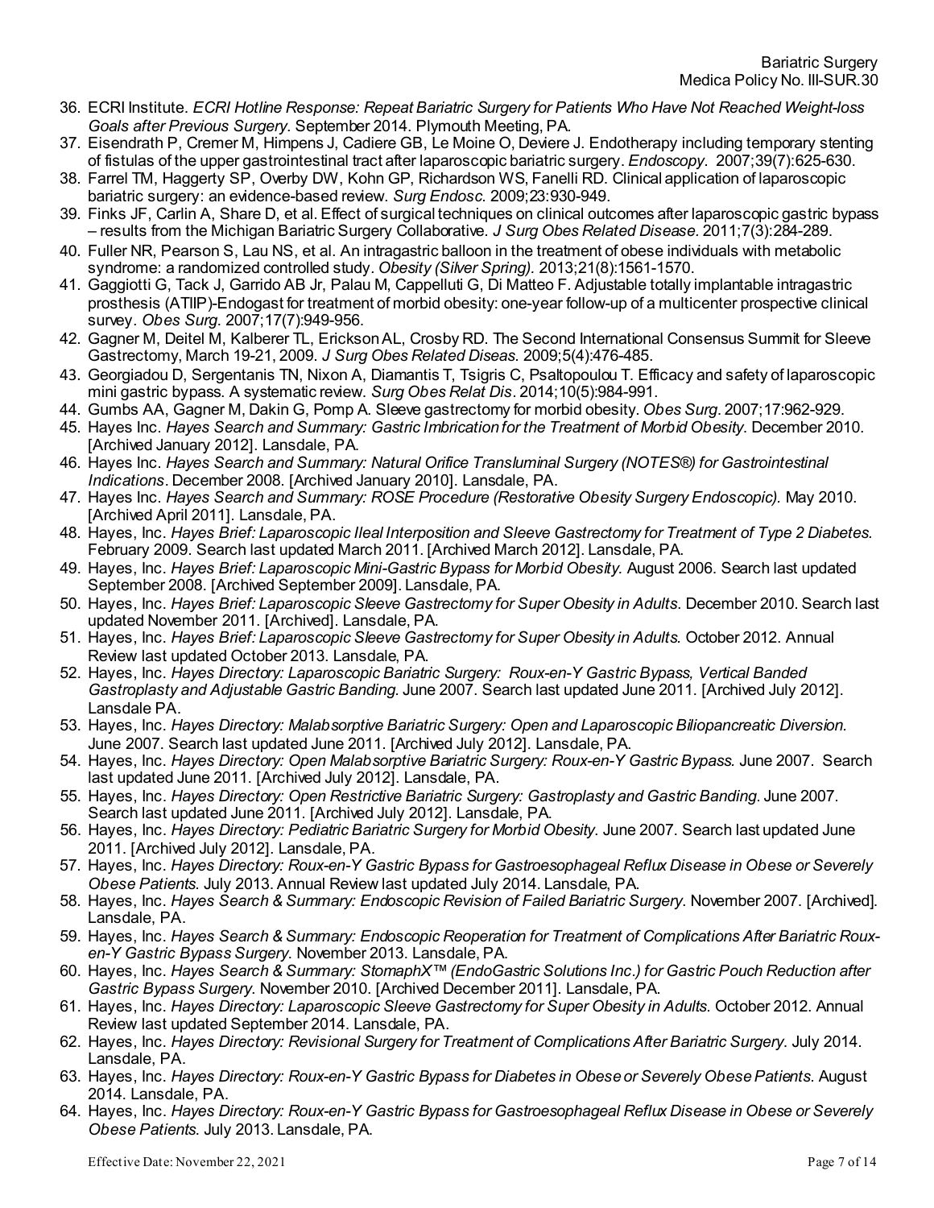36. ECRI Institute. *ECRI Hotline Response: Repeat Bariatric Surgery for Patients Who Have Not Reached Weight-loss Goals after Previous Surgery*. September 2014. Plymouth Meeting, PA.
37. Eisendrath P, Cremer M, Himpens J, Cadiere GB, Le Moine O, Deviere J. Endotherapy including temporary stenting of fistulas of the upper gastrointestinal tract after laparoscopic bariatric surgery. *Endoscopy*. 2007;39(7):625-630.
38. Farrel TM, Haggerty SP, Overby DW, Kohn GP, Richardson WS, Fanelli RD. Clinical application of laparoscopic bariatric surgery: an evidence-based review. *Surg Endosc*. 2009;23:930-949.
39. Finks JF, Carlin A, Share D, et al. Effect of surgical techniques on clinical outcomes after laparoscopic gastric bypass – results from the Michigan Bariatric Surgery Collaborative. *J Surg Obes Related Disease*. 2011;7(3):284-289.
40. Fuller NR, Pearson S, Lau NS, et al. An intragastric balloon in the treatment of obese individuals with metabolic syndrome: a randomized controlled study. *Obesity (Silver Spring)*. 2013;21(8):1561-1570.
41. Gaggiotti G, Tack J, Garrido AB Jr, Palau M, Cappelluti G, Di Matteo F. Adjustable totally implantable intragastric prosthesis (ATIIP)-Endogast for treatment of morbid obesity: one-year follow-up of a multicenter prospective clinical survey. *Obes Surg*. 2007;17(7):949-956.
42. Gagner M, Deitel M, Kalberer TL, Erickson AL, Crosby RD. The Second International Consensus Summit for Sleeve Gastrectomy, March 19-21, 2009. *J Surg Obes Related Diseas*. 2009;5(4):476-485.
43. Georgiadou D, Sergentanis TN, Nixon A, Diamantis T, Tsigris C, Psaltopoulou T. Efficacy and safety of laparoscopic mini gastric bypass. A systematic review. *Surg Obes Relat Dis*. 2014;10(5):984-991.
44. Gumbs AA, Gagner M, Dakin G, Pomp A. Sleeve gastrectomy for morbid obesity. *Obes Surg*. 2007;17:962-929.
45. Hayes Inc. *Hayes Search and Summary: Gastric Imbrication for the Treatment of Morbid Obesity*. December 2010. [Archived January 2012]. Lansdale, PA.
46. Hayes Inc. *Hayes Search and Summary: Natural Orifice Transluminal Surgery (NOTES®) for Gastrointestinal Indications*. December 2008. [Archived January 2010]. Lansdale, PA.
47. Hayes Inc. *Hayes Search and Summary: ROSE Procedure (Restorative Obesity Surgery Endoscopic).* May 2010. [Archived April 2011]. Lansdale, PA.
48. Hayes, Inc. *Hayes Brief: Laparoscopic Ileal Interposition and Sleeve Gastrectomy for Treatment of Type 2 Diabetes.* February 2009. Search last updated March 2011. [Archived March 2012]. Lansdale, PA.
49. Hayes, Inc. *Hayes Brief: Laparoscopic Mini-Gastric Bypass for Morbid Obesity.* August 2006. Search last updated September 2008. [Archived September 2009]. Lansdale, PA.
50. Hayes, Inc. *Hayes Brief: Laparoscopic Sleeve Gastrectomy for Super Obesity in Adults*. December 2010. Search last updated November 2011. [Archived]. Lansdale, PA.
51. Hayes, Inc. *Hayes Brief: Laparoscopic Sleeve Gastrectomy for Super Obesity in Adults.* October 2012. Annual Review last updated October 2013. Lansdale, PA.
52. Hayes, Inc. *Hayes Directory: Laparoscopic Bariatric Surgery: Roux-en-Y Gastric Bypass, Vertical Banded Gastroplasty and Adjustable Gastric Banding*. June 2007. Search last updated June 2011. [Archived July 2012]. Lansdale PA.
53. Hayes, Inc. *Hayes Directory: Malabsorptive Bariatric Surgery: Open and Laparoscopic Biliopancreatic Diversion.* June 2007. Search last updated June 2011. [Archived July 2012]. Lansdale, PA.
54. Hayes, Inc. *Hayes Directory: Open Malabsorptive Bariatric Surgery: Roux-en-Y Gastric Bypass.* June 2007. Search last updated June 2011. [Archived July 2012]. Lansdale, PA.
55. Hayes, Inc. *Hayes Directory: Open Restrictive Bariatric Surgery: Gastroplasty and Gastric Banding*. June 2007. Search last updated June 2011. [Archived July 2012]. Lansdale, PA.
56. Hayes, Inc. *Hayes Directory: Pediatric Bariatric Surgery for Morbid Obesity*. June 2007. Search last updated June 2011. [Archived July 2012]. Lansdale, PA.
57. Hayes, Inc. *Hayes Directory: Roux-en-Y Gastric Bypass for Gastroesophageal Reflux Disease in Obese or Severely Obese Patients*. July 2013. Annual Review last updated July 2014. Lansdale, PA.
58. Hayes, Inc. *Hayes Search & Summary: Endoscopic Revision of Failed Bariatric Surgery*. November 2007. [Archived]. Lansdale, PA.
59. Hayes, Inc. *Hayes Search & Summary: Endoscopic Reoperation for Treatment of Complications After Bariatric Roux-en-Y Gastric Bypass Surgery*. November 2013. Lansdale, PA.
60. Hayes, Inc. *Hayes Search & Summary: StomaphX™ (EndoGastric Solutions Inc.) for Gastric Pouch Reduction after Gastric Bypass Surgery*. November 2010. [Archived December 2011]. Lansdale, PA.
61. Hayes, Inc. *Hayes Directory: Laparoscopic Sleeve Gastrectomy for Super Obesity in Adults*. October 2012. Annual Review last updated September 2014. Lansdale, PA.
62. Hayes, Inc. *Hayes Directory: Revisional Surgery for Treatment of Complications After Bariatric Surgery*. July 2014. Lansdale, PA.
63. Hayes, Inc. *Hayes Directory: Roux-en-Y Gastric Bypass for Diabetes in Obese or Severely Obese Patients*. August 2014. Lansdale, PA.
64. Hayes, Inc. *Hayes Directory: Roux-en-Y Gastric Bypass for Gastroesophageal Reflux Disease in Obese or Severely Obese Patients*. July 2013. Lansdale, PA.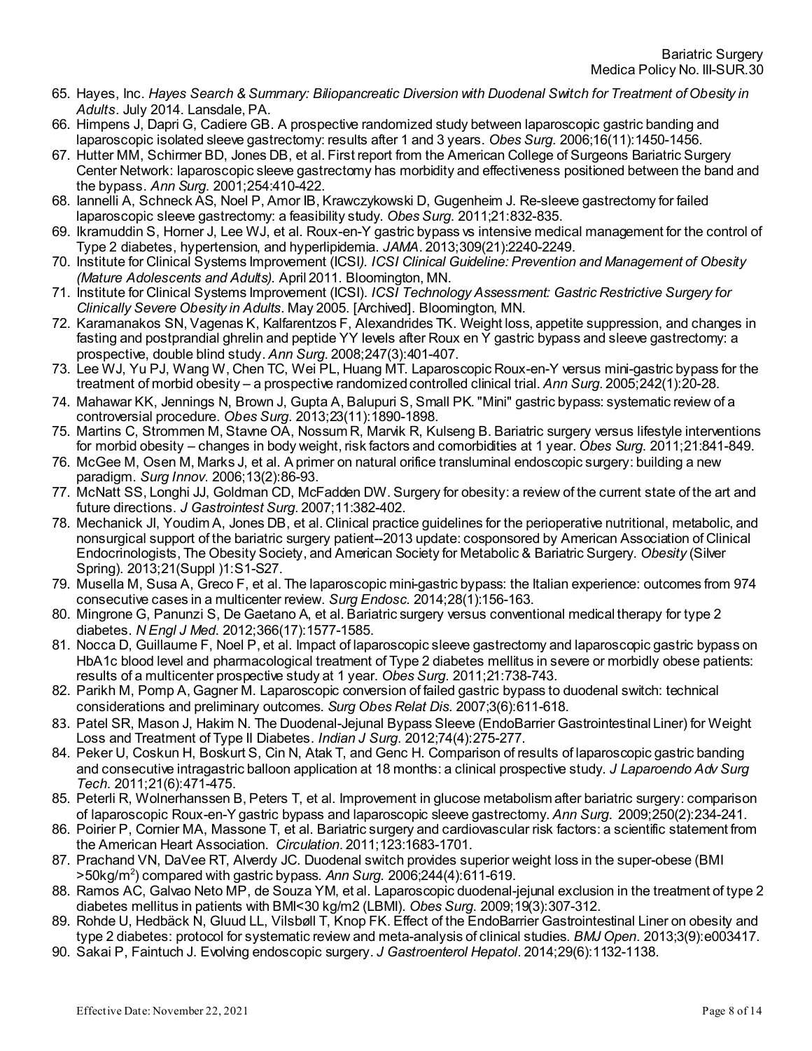65. Hayes, Inc. *Hayes Search & Summary: Biliopancreatic Diversion with Duodenal Switch for Treatment of Obesity in Adults*. July 2014. Lansdale, PA.
66. Himpens J, Dapri G, Cadiere GB. A prospective randomized study between laparoscopic gastric banding and laparoscopic isolated sleeve gastrectomy: results after 1 and 3 years. *Obes Surg*. 2006;16(11):1450-1456.
67. Hutter MM, Schirmer BD, Jones DB, et al. First report from the American College of Surgeons Bariatric Surgery Center Network: laparoscopic sleeve gastrectomy has morbidity and effectiveness positioned between the band and the bypass. *Ann Surg*. 2001;254:410-422.
68. Iannelli A, Schneck AS, Noel P, Amor IB, Krawczykowski D, Gugenheim J. Re-sleeve gastrectomy for failed laparoscopic sleeve gastrectomy: a feasibility study. *Obes Surg*. 2011;21:832-835.
69. Ikramuddin S, Horner J, Lee WJ, et al. Roux-en-Y gastric bypass vs intensive medical management for the control of Type 2 diabetes, hypertension, and hyperlipidemia. *JAMA*. 2013;309(21):2240-2249.
70. Institute for Clinical Systems Improvement (ICSI*). ICSI Clinical Guideline: Prevention and Management of Obesity (Mature Adolescents and Adults).* April 2011. Bloomington, MN.
71. Institute for Clinical Systems Improvement (ICSI). *ICSI Technology Assessment: Gastric Restrictive Surgery for Clinically Severe Obesity in Adults*. May 2005. [Archived]. Bloomington, MN.
72. Karamanakos SN, Vagenas K, Kalfarentzos F, Alexandrides TK. Weight loss, appetite suppression, and changes in fasting and postprandial ghrelin and peptide YY levels after Roux en Y gastric bypass and sleeve gastrectomy: a prospective, double blind study. *Ann Surg*. 2008;247(3):401-407.
73. Lee WJ, Yu PJ, Wang W, Chen TC, Wei PL, Huang MT. Laparoscopic Roux-en-Y versus mini-gastric bypass for the treatment of morbid obesity – a prospective randomized controlled clinical trial. *Ann Surg*. 2005;242(1):20-28.
74. Mahawar KK, Jennings N, Brown J, Gupta A, Balupuri S, Small PK. "Mini" gastric bypass: systematic review of a controversial procedure. *Obes Surg*. 2013;23(11):1890-1898.
75. Martins C, Strommen M, Stavne OA, Nossum R, Marvik R, Kulseng B. Bariatric surgery versus lifestyle interventions for morbid obesity – changes in body weight, risk factors and comorbidities at 1 year. *Obes Surg*. 2011;21:841-849.
76. McGee M, Osen M, Marks J, et al. A primer on natural orifice transluminal endoscopic surgery: building a new paradigm. *Surg Innov*. 2006;13(2):86-93.
77. McNatt SS, Longhi JJ, Goldman CD, McFadden DW. Surgery for obesity: a review of the current state of the art and future directions. *J Gastrointest Surg*. 2007;11:382-402.
78. Mechanick JI, Youdim A, Jones DB, et al. Clinical practice guidelines for the perioperative nutritional, metabolic, and nonsurgical support of the bariatric surgery patient--2013 update: cosponsored by American Association of Clinical Endocrinologists, The Obesity Society, and American Society for Metabolic & Bariatric Surgery. *Obesity* (Silver Spring). 2013;21(Suppl )1:S1-S27.
79. Musella M, Susa A, Greco F, et al. The laparoscopic mini-gastric bypass: the Italian experience: outcomes from 974 consecutive cases in a multicenter review. *Surg Endosc*. 2014;28(1):156-163.
80. Mingrone G, Panunzi S, De Gaetano A, et al. Bariatric surgery versus conventional medical therapy for type 2 diabetes. *N Engl J Med*. 2012;366(17):1577-1585.
81. Nocca D, Guillaume F, Noel P, et al. Impact of laparoscopic sleeve gastrectomy and laparoscopic gastric bypass on HbA1c blood level and pharmacological treatment of Type 2 diabetes mellitus in severe or morbidly obese patients: results of a multicenter prospective study at 1 year. *Obes Surg*. 2011;21:738-743.
82. Parikh M, Pomp A, Gagner M. Laparoscopic conversion of failed gastric bypass to duodenal switch: technical considerations and preliminary outcomes. *Surg Obes Relat Dis*. 2007;3(6):611-618.
83. Patel SR, Mason J, Hakim N. The Duodenal-Jejunal Bypass Sleeve (EndoBarrier Gastrointestinal Liner) for Weight Loss and Treatment of Type II Diabetes. *Indian J Surg*. 2012;74(4):275-277.
84. Peker U, Coskun H, Boskurt S, Cin N, Atak T, and Genc H. Comparison of results of laparoscopic gastric banding and consecutive intragastric balloon application at 18 months: a clinical prospective study. *J Laparoendo Adv Surg Tech*. 2011;21(6):471-475.
85. Peterli R, Wolnerhanssen B, Peters T, et al. Improvement in glucose metabolism after bariatric surgery: comparison of laparoscopic Roux-en-Y gastric bypass and laparoscopic sleeve gastrectomy. *Ann Surg*. 2009;250(2):234-241.
86. Poirier P, Cornier MA, Massone T, et al. Bariatric surgery and cardiovascular risk factors: a scientific statement from the American Heart Association. *Circulation*. 2011;123:1683-1701.
87. Prachand VN, DaVee RT, Alverdy JC. Duodenal switch provides superior weight loss in the super-obese (BMI >50kg/m$^2$) compared with gastric bypass. *Ann Surg*. 2006;244(4):611-619.
88. Ramos AC, Galvao Neto MP, de Souza YM, et al. Laparoscopic duodenal-jejunal exclusion in the treatment of type 2 diabetes mellitus in patients with BMI<30 kg/m2 (LBMI). *Obes Surg*. 2009;19(3):307-312.
89. Rohde U, Hedbäck N, Gluud LL, Vilsbøll T, Knop FK. Effect of the EndoBarrier Gastrointestinal Liner on obesity and type 2 diabetes: protocol for systematic review and meta-analysis of clinical studies. *BMJ Open*. 2013;3(9):e003417.
90. Sakai P, Faintuch J. Evolving endoscopic surgery. *J Gastroenterol Hepatol*. 2014;29(6):1132-1138.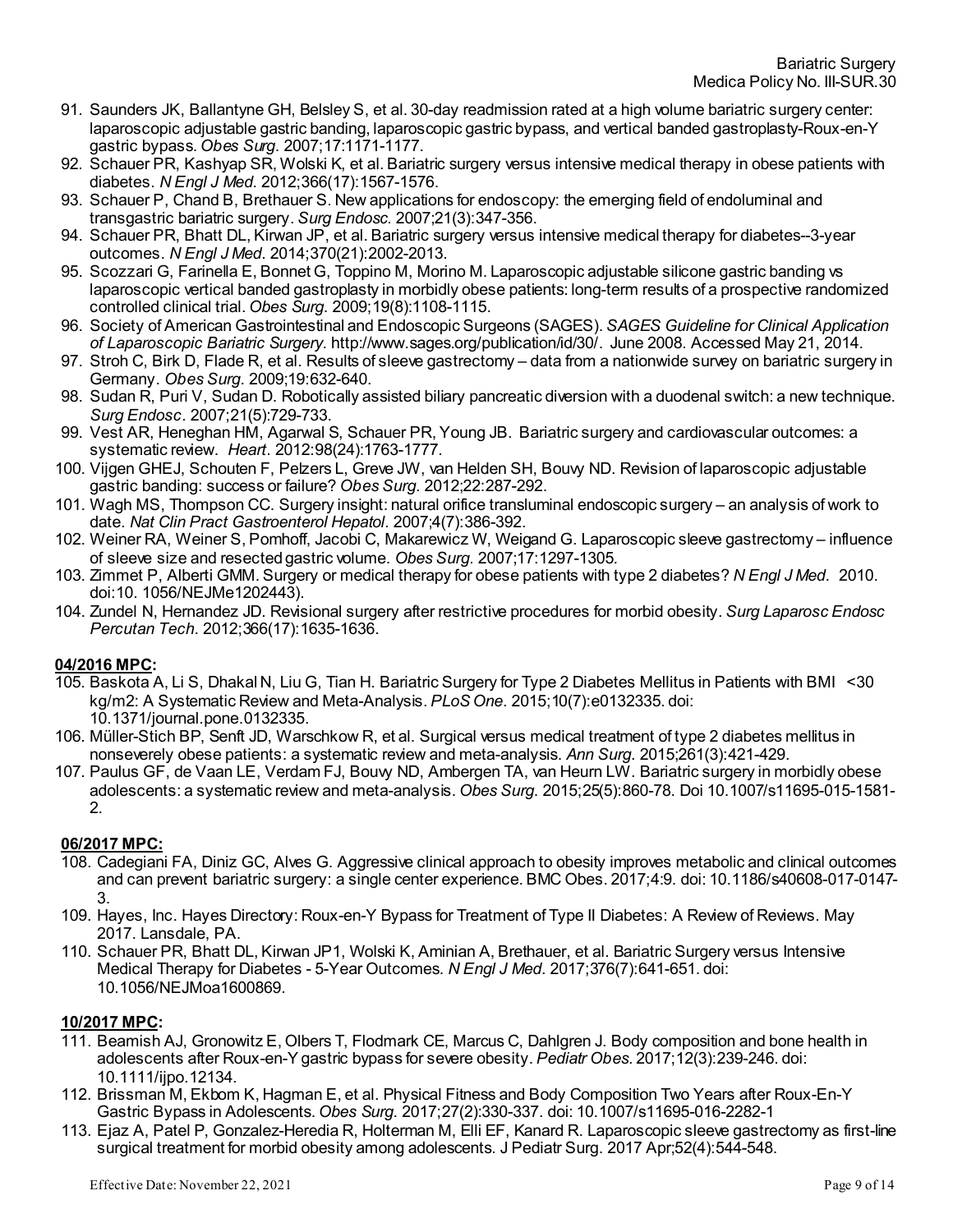91. Saunders JK, Ballantyne GH, Belsley S, et al. 30-day readmission rated at a high volume bariatric surgery center: laparoscopic adjustable gastric banding, laparoscopic gastric bypass, and vertical banded gastroplasty-Roux-en-Y gastric bypass. *Obes Surg*. 2007;17:1171-1177.
92. Schauer PR, Kashyap SR, Wolski K, et al. Bariatric surgery versus intensive medical therapy in obese patients with diabetes. *N Engl J Med*. 2012;366(17):1567-1576.
93. Schauer P, Chand B, Brethauer S. New applications for endoscopy: the emerging field of endoluminal and transgastric bariatric surgery. *Surg Endosc*. 2007;21(3):347-356.
94. Schauer PR, Bhatt DL, Kirwan JP, et al. Bariatric surgery versus intensive medical therapy for diabetes--3-year outcomes. *N Engl J Med*. 2014;370(21):2002-2013.
95. Scozzari G, Farinella E, Bonnet G, Toppino M, Morino M. Laparoscopic adjustable silicone gastric banding vs laparoscopic vertical banded gastroplasty in morbidly obese patients: long-term results of a prospective randomized controlled clinical trial. *Obes Surg*. 2009;19(8):1108-1115.
96. Society of American Gastrointestinal and Endoscopic Surgeons (SAGES). *SAGES Guideline for Clinical Application of Laparoscopic Bariatric Surgery*. http://www.sages.org/publication/id/30/. June 2008. Accessed May 21, 2014.
97. Stroh C, Birk D, Flade R, et al. Results of sleeve gastrectomy – data from a nationwide survey on bariatric surgery in Germany. *Obes Surg*. 2009;19:632-640.
98. Sudan R, Puri V, Sudan D. Robotically assisted biliary pancreatic diversion with a duodenal switch: a new technique. *Surg Endosc*. 2007;21(5):729-733.
99. Vest AR, Heneghan HM, Agarwal S, Schauer PR, Young JB. Bariatric surgery and cardiovascular outcomes: a systematic review. *Heart*. 2012:98(24):1763-1777.
100. Vijgen GHEJ, Schouten F, Pelzers L, Greve JW, van Helden SH, Bouvy ND. Revision of laparoscopic adjustable gastric banding: success or failure? *Obes Surg*. 2012;22:287-292.
101. Wagh MS, Thompson CC. Surgery insight: natural orifice transluminal endoscopic surgery – an analysis of work to date. *Nat Clin Pract Gastroenterol Hepatol*. 2007;4(7):386-392.
102. Weiner RA, Weiner S, Pomhoff, Jacobi C, Makarewicz W, Weigand G. Laparoscopic sleeve gastrectomy – influence of sleeve size and resected gastric volume. *Obes Surg*. 2007;17:1297-1305.
103. Zimmet P, Alberti GMM. Surgery or medical therapy for obese patients with type 2 diabetes? *N Engl J Med*. 2010. doi:10. 1056/NEJMe1202443).
104. Zundel N, Hernandez JD. Revisional surgery after restrictive procedures for morbid obesity. *Surg Laparosc Endosc Percutan Tech*. 2012;366(17):1635-1636.

**04/2016 MPC:**

105. Baskota A, Li S, Dhakal N, Liu G, Tian H. Bariatric Surgery for Type 2 Diabetes Mellitus in Patients with BMI <30 kg/m2: A Systematic Review and Meta-Analysis. *PLoS One*. 2015;10(7):e0132335. doi: 10.1371/journal.pone.0132335.
106. Müller-Stich BP, Senft JD, Warschkow R, et al. Surgical versus medical treatment of type 2 diabetes mellitus in nonseverely obese patients: a systematic review and meta-analysis. *Ann Surg*. 2015;261(3):421-429.
107. Paulus GF, de Vaan LE, Verdam FJ, Bouvy ND, Ambergen TA, van Heurn LW. Bariatric surgery in morbidly obese adolescents: a systematic review and meta-analysis. *Obes Surg*. 2015;25(5):860-78. Doi 10.1007/s11695-015-1581-2.

**06/2017 MPC:**

108. Cadegiani FA, Diniz GC, Alves G. Aggressive clinical approach to obesity improves metabolic and clinical outcomes and can prevent bariatric surgery: a single center experience. BMC Obes. 2017;4:9. doi: 10.1186/s40608-017-0147-3.
109. Hayes, Inc. Hayes Directory: Roux-en-Y Bypass for Treatment of Type II Diabetes: A Review of Reviews. May 2017. Lansdale, PA.
110. Schauer PR, Bhatt DL, Kirwan JP1, Wolski K, Aminian A, Brethauer, et al. Bariatric Surgery versus Intensive Medical Therapy for Diabetes - 5-Year Outcomes. *N Engl J Med*. 2017;376(7):641-651. doi: 10.1056/NEJMoa1600869.

**10/2017 MPC:**

111. Beamish AJ, Gronowitz E, Olbers T, Flodmark CE, Marcus C, Dahlgren J. Body composition and bone health in adolescents after Roux-en-Y gastric bypass for severe obesity. *Pediatr Obes*. 2017;12(3):239-246. doi: 10.1111/ijpo.12134.
112. Brissman M, Ekbom K, Hagman E, et al. Physical Fitness and Body Composition Two Years after Roux-En-Y Gastric Bypass in Adolescents. *Obes Surg*. 2017;27(2):330-337. doi: 10.1007/s11695-016-2282-1
113. Ejaz A, Patel P, Gonzalez-Heredia R, Holterman M, Elli EF, Kanard R. Laparoscopic sleeve gastrectomy as first-line surgical treatment for morbid obesity among adolescents. J Pediatr Surg. 2017 Apr;52(4):544-548.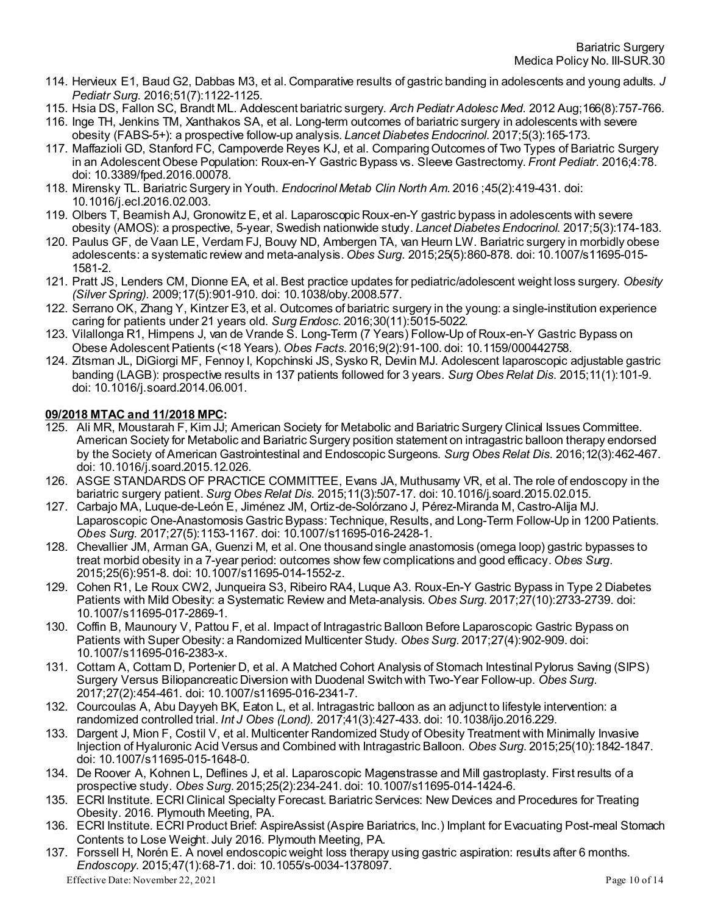114. Hervieux E1, Baud G2, Dabbas M3, et al. Comparative results of gastric banding in adolescents and young adults. *J Pediatr Surg*. 2016;51(7):1122-1125.
115. Hsia DS, Fallon SC, Brandt ML. Adolescent bariatric surgery. *Arch Pediatr Adolesc Med*. 2012 Aug;166(8):757-766.
116. Inge TH, Jenkins TM, Xanthakos SA, et al. Long-term outcomes of bariatric surgery in adolescents with severe obesity (FABS-5+): a prospective follow-up analysis. *Lancet Diabetes Endocrinol.* 2017;5(3):165-173.
117. Maffazioli GD, Stanford FC, Campoverde Reyes KJ, et al. Comparing Outcomes of Two Types of Bariatric Surgery in an Adolescent Obese Population: Roux-en-Y Gastric Bypass vs. Sleeve Gastrectomy. *Front Pediatr*. 2016;4:78. doi: 10.3389/fped.2016.00078.
118. Mirensky TL. Bariatric Surgery in Youth. *Endocrinol Metab Clin North Am*. 2016 ;45(2):419-431. doi: 10.1016/j.ecl.2016.02.003.
119. Olbers T, Beamish AJ, Gronowitz E, et al. Laparoscopic Roux-en-Y gastric bypass in adolescents with severe obesity (AMOS): a prospective, 5-year, Swedish nationwide study. *Lancet Diabetes Endocrinol.* 2017;5(3):174-183.
120. Paulus GF, de Vaan LE, Verdam FJ, Bouvy ND, Ambergen TA, van Heurn LW. Bariatric surgery in morbidly obese adolescents: a systematic review and meta-analysis. *Obes Surg*. 2015;25(5):860-878. doi: 10.1007/s11695-015-1581-2.
121. Pratt JS, Lenders CM, Dionne EA, et al. Best practice updates for pediatric/adolescent weight loss surgery. *Obesity (Silver Spring).* 2009;17(5):901-910. doi: 10.1038/oby.2008.577.
122. Serrano OK, Zhang Y, Kintzer E3, et al. Outcomes of bariatric surgery in the young: a single-institution experience caring for patients under 21 years old. *Surg Endosc*. 2016;30(11):5015-5022.
123. Vilallonga R1, Himpens J, van de Vrande S. Long-Term (7 Years) Follow-Up of Roux-en-Y Gastric Bypass on Obese Adolescent Patients (<18 Years). *Obes Facts*. 2016;9(2):91-100. doi: 10.1159/000442758.
124. Zitsman JL, DiGiorgi MF, Fennoy I, Kopchinski JS, Sysko R, Devlin MJ. Adolescent laparoscopic adjustable gastric banding (LAGB): prospective results in 137 patients followed for 3 years. *Surg Obes Relat Dis*. 2015;11(1):101-9. doi: 10.1016/j.soard.2014.06.001.

**09/2018 MTAC and 11/2018 MPC:**

125. Ali MR, Moustarah F, Kim JJ; American Society for Metabolic and Bariatric Surgery Clinical Issues Committee. American Society for Metabolic and Bariatric Surgery position statement on intragastric balloon therapy endorsed by the Society of American Gastrointestinal and Endoscopic Surgeons. *Surg Obes Relat Dis*. 2016;12(3):462-467. doi: 10.1016/j.soard.2015.12.026.
126. ASGE STANDARDS OF PRACTICE COMMITTEE, Evans JA, Muthusamy VR, et al. The role of endoscopy in the bariatric surgery patient. *Surg Obes Relat Dis*. 2015;11(3):507-17. doi: 10.1016/j.soard.2015.02.015.
127. Carbajo MA, Luque-de-León E, Jiménez JM, Ortiz-de-Solórzano J, Pérez-Miranda M, Castro-Alija MJ. Laparoscopic One-Anastomosis Gastric Bypass: Technique, Results, and Long-Term Follow-Up in 1200 Patients. *Obes Surg*. 2017;27(5):1153-1167. doi: 10.1007/s11695-016-2428-1.
128. Chevallier JM, Arman GA, Guenzi M, et al. One thousand single anastomosis (omega loop) gastric bypasses to treat morbid obesity in a 7-year period: outcomes show few complications and good efficacy. *Obes Surg*. 2015;25(6):951-8. doi: 10.1007/s11695-014-1552-z.
129. Cohen R1, Le Roux CW2, Junqueira S3, Ribeiro RA4, Luque A3. Roux-En-Y Gastric Bypass in Type 2 Diabetes Patients with Mild Obesity: a Systematic Review and Meta-analysis. *Obes Surg*. 2017;27(10):2733-2739. doi: 10.1007/s11695-017-2869-1.
130. Coffin B, Maunoury V, Pattou F, et al. Impact of Intragastric Balloon Before Laparoscopic Gastric Bypass on Patients with Super Obesity: a Randomized Multicenter Study. *Obes Surg*. 2017;27(4):902-909. doi: 10.1007/s11695-016-2383-x.
131. Cottam A, Cottam D, Portenier D, et al. A Matched Cohort Analysis of Stomach Intestinal Pylorus Saving (SIPS) Surgery Versus Biliopancreatic Diversion with Duodenal Switch with Two-Year Follow-up. *Obes Surg*. 2017;27(2):454-461. doi: 10.1007/s11695-016-2341-7.
132. Courcoulas A, Abu Dayyeh BK, Eaton L, et al. Intragastric balloon as an adjunct to lifestyle intervention: a randomized controlled trial. *Int J Obes (Lond).* 2017;41(3):427-433. doi: 10.1038/ijo.2016.229.
133. Dargent J, Mion F, Costil V, et al. Multicenter Randomized Study of Obesity Treatment with Minimally Invasive Injection of Hyaluronic Acid Versus and Combined with Intragastric Balloon. *Obes Surg*. 2015;25(10):1842-1847. doi: 10.1007/s11695-015-1648-0.
134. De Roover A, Kohnen L, Deflines J, et al. Laparoscopic Magenstrasse and Mill gastroplasty. First results of a prospective study. *Obes Surg*. 2015;25(2):234-241. doi: 10.1007/s11695-014-1424-6.
135. ECRI Institute. ECRI Clinical Specialty Forecast. Bariatric Services: New Devices and Procedures for Treating Obesity. 2016. Plymouth Meeting, PA.
136. ECRI Institute. ECRI Product Brief: AspireAssist (Aspire Bariatrics, Inc.) Implant for Evacuating Post-meal Stomach Contents to Lose Weight. July 2016. Plymouth Meeting, PA.
137. Forssell H, Norén E. A novel endoscopic weight loss therapy using gastric aspiration: results after 6 months. *Endoscopy*. 2015;47(1):68-71. doi: 10.1055/s-0034-1378097.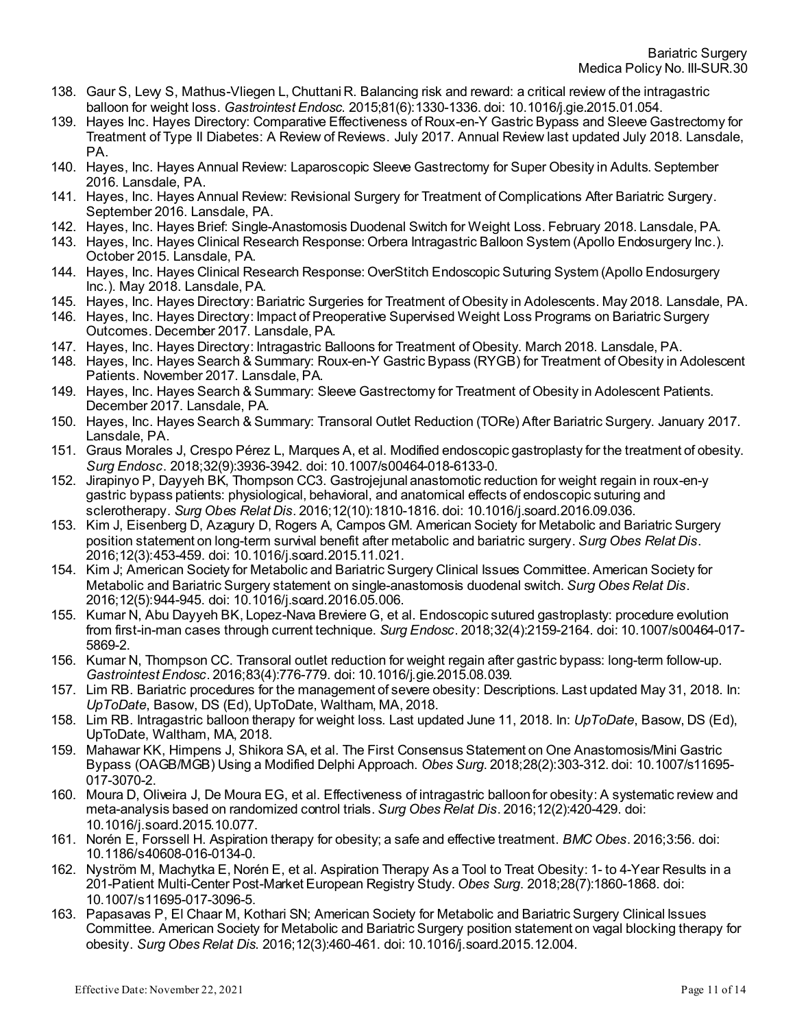138. Gaur S, Levy S, Mathus-Vliegen L, Chuttani R. Balancing risk and reward: a critical review of the intragastric balloon for weight loss. *Gastrointest Endosc*. 2015;81(6):1330-1336. doi: 10.1016/j.gie.2015.01.054.
139. Hayes Inc. Hayes Directory: Comparative Effectiveness of Roux-en-Y Gastric Bypass and Sleeve Gastrectomy for Treatment of Type II Diabetes: A Review of Reviews. July 2017. Annual Review last updated July 2018. Lansdale, PA.
140. Hayes, Inc. Hayes Annual Review: Laparoscopic Sleeve Gastrectomy for Super Obesity in Adults. September 2016. Lansdale, PA.
141. Hayes, Inc. Hayes Annual Review: Revisional Surgery for Treatment of Complications After Bariatric Surgery. September 2016. Lansdale, PA.
142. Hayes, Inc. Hayes Brief: Single-Anastomosis Duodenal Switch for Weight Loss. February 2018. Lansdale, PA.
143. Hayes, Inc. Hayes Clinical Research Response: Orbera Intragastric Balloon System (Apollo Endosurgery Inc.). October 2015. Lansdale, PA.
144. Hayes, Inc. Hayes Clinical Research Response: OverStitch Endoscopic Suturing System (Apollo Endosurgery Inc.). May 2018. Lansdale, PA.
145. Hayes, Inc. Hayes Directory: Bariatric Surgeries for Treatment of Obesity in Adolescents. May 2018. Lansdale, PA.
146. Hayes, Inc. Hayes Directory: Impact of Preoperative Supervised Weight Loss Programs on Bariatric Surgery Outcomes. December 2017. Lansdale, PA.
147. Hayes, Inc. Hayes Directory: Intragastric Balloons for Treatment of Obesity. March 2018. Lansdale, PA.
148. Hayes, Inc. Hayes Search & Summary: Roux-en-Y Gastric Bypass (RYGB) for Treatment of Obesity in Adolescent Patients. November 2017. Lansdale, PA.
149. Hayes, Inc. Hayes Search & Summary: Sleeve Gastrectomy for Treatment of Obesity in Adolescent Patients. December 2017. Lansdale, PA.
150. Hayes, Inc. Hayes Search & Summary: Transoral Outlet Reduction (TORe) After Bariatric Surgery. January 2017. Lansdale, PA.
151. Graus Morales J, Crespo Pérez L, Marques A, et al. Modified endoscopic gastroplasty for the treatment of obesity. *Surg Endosc*. 2018;32(9):3936-3942. doi: 10.1007/s00464-018-6133-0.
152. Jirapinyo P, Dayyeh BK, Thompson CC3. Gastrojejunal anastomotic reduction for weight regain in roux-en-y gastric bypass patients: physiological, behavioral, and anatomical effects of endoscopic suturing and sclerotherapy. *Surg Obes Relat Dis*. 2016;12(10):1810-1816. doi: 10.1016/j.soard.2016.09.036.
153. Kim J, Eisenberg D, Azagury D, Rogers A, Campos GM. American Society for Metabolic and Bariatric Surgery position statement on long-term survival benefit after metabolic and bariatric surgery. *Surg Obes Relat Dis*. 2016;12(3):453-459. doi: 10.1016/j.soard.2015.11.021.
154. Kim J; American Society for Metabolic and Bariatric Surgery Clinical Issues Committee. American Society for Metabolic and Bariatric Surgery statement on single-anastomosis duodenal switch. *Surg Obes Relat Dis*. 2016;12(5):944-945. doi: 10.1016/j.soard.2016.05.006.
155. Kumar N, Abu Dayyeh BK, Lopez-Nava Breviere G, et al. Endoscopic sutured gastroplasty: procedure evolution from first-in-man cases through current technique. *Surg Endosc*. 2018;32(4):2159-2164. doi: 10.1007/s00464-017-5869-2.
156. Kumar N, Thompson CC. Transoral outlet reduction for weight regain after gastric bypass: long-term follow-up. *Gastrointest Endosc*. 2016;83(4):776-779. doi: 10.1016/j.gie.2015.08.039.
157. Lim RB. Bariatric procedures for the management of severe obesity: Descriptions. Last updated May 31, 2018. In: *UpToDate*, Basow, DS (Ed), UpToDate, Waltham, MA, 2018.
158. Lim RB. Intragastric balloon therapy for weight loss. Last updated June 11, 2018. In: *UpToDate*, Basow, DS (Ed), UpToDate, Waltham, MA, 2018.
159. Mahawar KK, Himpens J, Shikora SA, et al. The First Consensus Statement on One Anastomosis/Mini Gastric Bypass (OAGB/MGB) Using a Modified Delphi Approach. *Obes Surg*. 2018;28(2):303-312. doi: 10.1007/s11695-017-3070-2.
160. Moura D, Oliveira J, De Moura EG, et al. Effectiveness of intragastric balloon for obesity: A systematic review and meta-analysis based on randomized control trials. *Surg Obes Relat Dis*. 2016;12(2):420-429. doi: 10.1016/j.soard.2015.10.077.
161. Norén E, Forssell H. Aspiration therapy for obesity; a safe and effective treatment. *BMC Obes*. 2016;3:56. doi: 10.1186/s40608-016-0134-0.
162. Nyström M, Machytka E, Norén E, et al. Aspiration Therapy As a Tool to Treat Obesity: 1- to 4-Year Results in a 201-Patient Multi-Center Post-Market European Registry Study. *Obes Surg*. 2018;28(7):1860-1868. doi: 10.1007/s11695-017-3096-5.
163. Papasavas P, El Chaar M, Kothari SN; American Society for Metabolic and Bariatric Surgery Clinical Issues Committee. American Society for Metabolic and Bariatric Surgery position statement on vagal blocking therapy for obesity. *Surg Obes Relat Dis*. 2016;12(3):460-461. doi: 10.1016/j.soard.2015.12.004.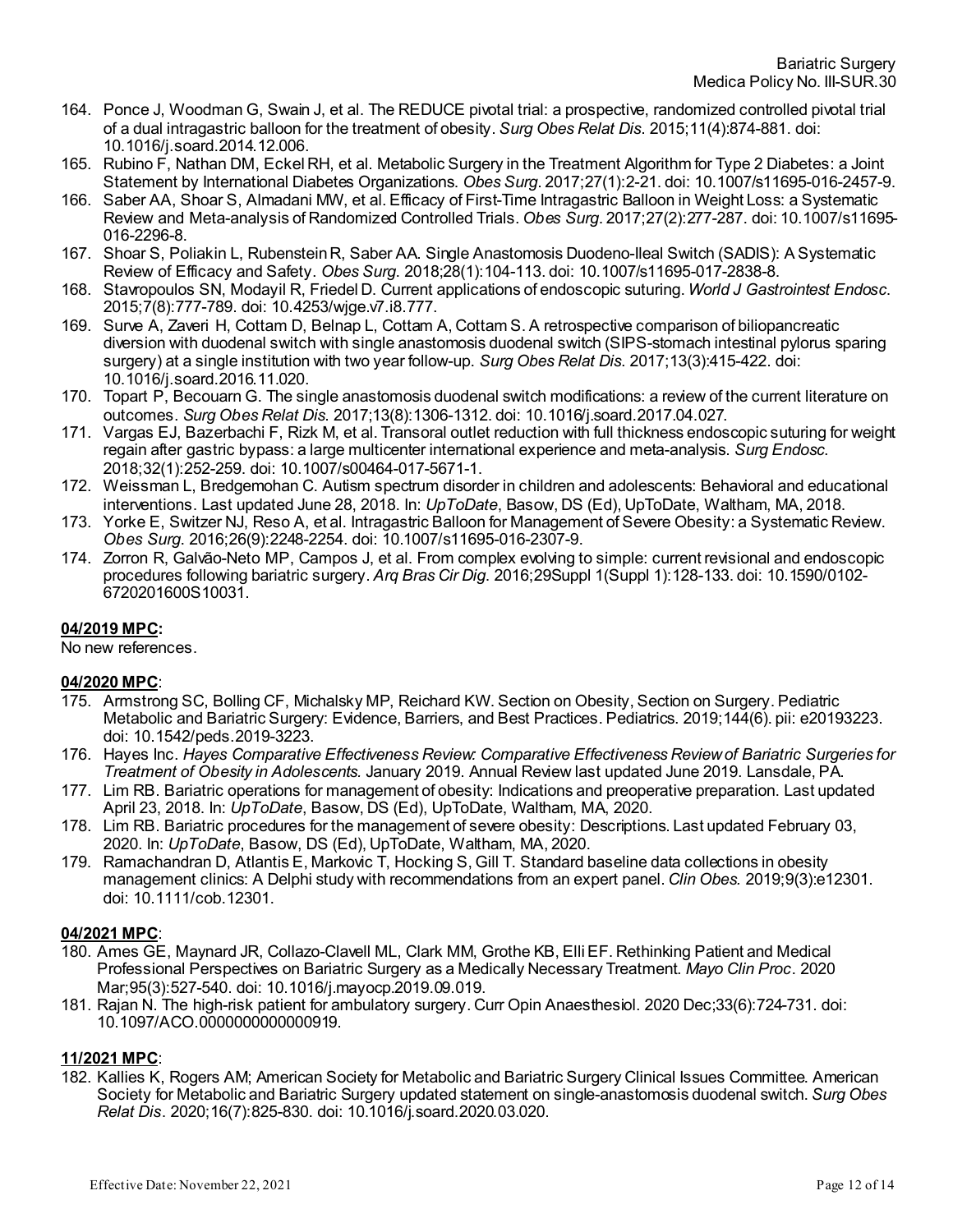164. Ponce J, Woodman G, Swain J, et al. The REDUCE pivotal trial: a prospective, randomized controlled pivotal trial of a dual intragastric balloon for the treatment of obesity. *Surg Obes Relat Dis*. 2015;11(4):874-881. doi: 10.1016/j.soard.2014.12.006.
165. Rubino F, Nathan DM, Eckel RH, et al. Metabolic Surgery in the Treatment Algorithm for Type 2 Diabetes: a Joint Statement by International Diabetes Organizations. *Obes Surg*. 2017;27(1):2-21. doi: 10.1007/s11695-016-2457-9.
166. Saber AA, Shoar S, Almadani MW, et al. Efficacy of First-Time Intragastric Balloon in Weight Loss: a Systematic Review and Meta-analysis of Randomized Controlled Trials. *Obes Surg*. 2017;27(2):277-287. doi: 10.1007/s11695-016-2296-8.
167. Shoar S, Poliakin L, Rubenstein R, Saber AA. Single Anastomosis Duodeno-Ileal Switch (SADIS): A Systematic Review of Efficacy and Safety. *Obes Surg*. 2018;28(1):104-113. doi: 10.1007/s11695-017-2838-8.
168. Stavropoulos SN, Modayil R, Friedel D. Current applications of endoscopic suturing. *World J Gastrointest Endosc*. 2015;7(8):777-789. doi: 10.4253/wjge.v7.i8.777.
169. Surve A, Zaveri H, Cottam D, Belnap L, Cottam A, Cottam S. A retrospective comparison of biliopancreatic diversion with duodenal switch with single anastomosis duodenal switch (SIPS-stomach intestinal pylorus sparing surgery) at a single institution with two year follow-up. *Surg Obes Relat Dis*. 2017;13(3):415-422. doi: 10.1016/j.soard.2016.11.020.
170. Topart P, Becouarn G. The single anastomosis duodenal switch modifications: a review of the current literature on outcomes. *Surg Obes Relat Dis*. 2017;13(8):1306-1312. doi: 10.1016/j.soard.2017.04.027.
171. Vargas EJ, Bazerbachi F, Rizk M, et al. Transoral outlet reduction with full thickness endoscopic suturing for weight regain after gastric bypass: a large multicenter international experience and meta-analysis. *Surg Endosc*. 2018;32(1):252-259. doi: 10.1007/s00464-017-5671-1.
172. Weissman L, Bredgemohan C. Autism spectrum disorder in children and adolescents: Behavioral and educational interventions. Last updated June 28, 2018. In: *UpToDate*, Basow, DS (Ed), UpToDate, Waltham, MA, 2018.
173. Yorke E, Switzer NJ, Reso A, et al. Intragastric Balloon for Management of Severe Obesity: a Systematic Review. *Obes Surg*. 2016;26(9):2248-2254. doi: 10.1007/s11695-016-2307-9.
174. Zorron R, Galvão-Neto MP, Campos J, et al. From complex evolving to simple: current revisional and endoscopic procedures following bariatric surgery. *Arq Bras Cir Dig*. 2016;29Suppl 1(Suppl 1):128-133. doi: 10.1590/0102-6720201600S10031.

**04/2019 MPC:**

No new references.

**04/2020 MPC**:

175. Armstrong SC, Bolling CF, Michalsky MP, Reichard KW. Section on Obesity, Section on Surgery. Pediatric Metabolic and Bariatric Surgery: Evidence, Barriers, and Best Practices. Pediatrics. 2019;144(6). pii: e20193223. doi: 10.1542/peds.2019-3223.
176. Hayes Inc. *Hayes Comparative Effectiveness Review: Comparative Effectiveness Review of Bariatric Surgeries for Treatment of Obesity in Adolescents.* January 2019. Annual Review last updated June 2019. Lansdale, PA.
177. Lim RB. Bariatric operations for management of obesity: Indications and preoperative preparation. Last updated April 23, 2018. In: *UpToDate*, Basow, DS (Ed), UpToDate, Waltham, MA, 2020.
178. Lim RB. Bariatric procedures for the management of severe obesity: Descriptions. Last updated February 03, 2020. In: *UpToDate*, Basow, DS (Ed), UpToDate, Waltham, MA, 2020.
179. Ramachandran D, Atlantis E, Markovic T, Hocking S, Gill T. Standard baseline data collections in obesity management clinics: A Delphi study with recommendations from an expert panel. *Clin Obes.* 2019;9(3):e12301. doi: 10.1111/cob.12301.

**04/2021 MPC**:

180. Ames GE, Maynard JR, Collazo-Clavell ML, Clark MM, Grothe KB, Elli EF. Rethinking Patient and Medical Professional Perspectives on Bariatric Surgery as a Medically Necessary Treatment. *Mayo Clin Proc*. 2020 Mar;95(3):527-540. doi: 10.1016/j.mayocp.2019.09.019.
181. Rajan N. The high-risk patient for ambulatory surgery. Curr Opin Anaesthesiol. 2020 Dec;33(6):724-731. doi: 10.1097/ACO.0000000000000919.

**11/2021 MPC**:

182. Kallies K, Rogers AM; American Society for Metabolic and Bariatric Surgery Clinical Issues Committee. American Society for Metabolic and Bariatric Surgery updated statement on single-anastomosis duodenal switch. *Surg Obes Relat Dis*. 2020;16(7):825-830. doi: 10.1016/j.soard.2020.03.020.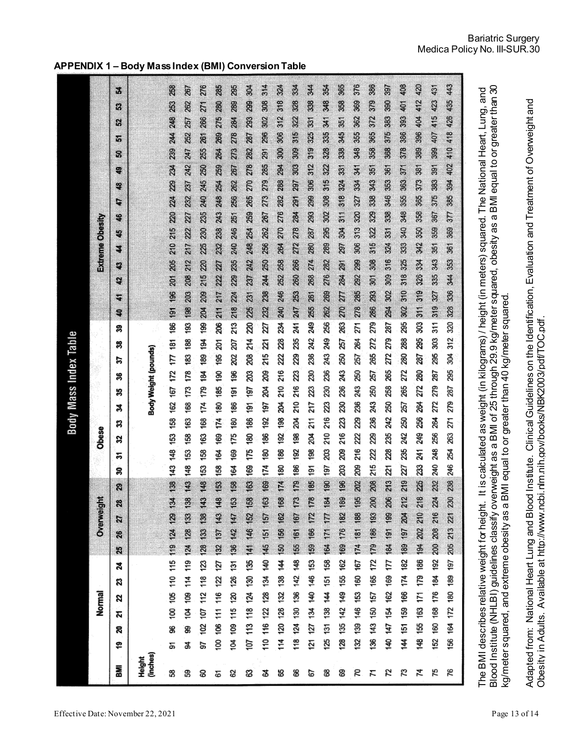## APPENDIX 1 – Body Mass Index (BMI) Conversion Table

**Body Mass Index Table**

| | Normal | | | | | | Overweight | | | | | Obese | | | | | | | | | | Extreme Obesity | | | | | | | | | | | | | | |
|---|---|---|---|---|---|---|---|---|---|---|---|---|---|---|---|---|---|---|---|---|---|---|---|---|---|---|---|---|---|---|---|---|---|---|---|---|
| **BMI** | **19** | **20** | **21** | **22** | **23** | **24** | **25** | **26** | **27** | **28** | **29** | **30** | **31** | **32** | **33** | **34** | **35** | **36** | **37** | **38** | **39** | **40** | **41** | **42** | **43** | **44** | **45** | **46** | **47** | **48** | **49** | **50** | **51** | **52** | **53** | **54** |
| **Height (inches)** | Body Weight (pounds) | | | | | | | | | | | | | | | | | | | | | | | | | | | | | | | | | | | |
| 58 | 91 | 96 | 100 | 105 | 110 | 115 | 119 | 124 | 129 | 134 | 138 | 143 | 148 | 153 | 158 | 162 | 167 | 172 | 177 | 181 | 186 | 191 | 196 | 201 | 205 | 210 | 215 | 220 | 224 | 229 | 234 | 239 | 244 | 248 | 253 | 258 |
| 59 | 94 | 99 | 104 | 109 | 114 | 119 | 124 | 128 | 133 | 138 | 143 | 148 | 153 | 158 | 163 | 168 | 173 | 178 | 183 | 188 | 193 | 198 | 203 | 208 | 212 | 217 | 222 | 227 | 232 | 237 | 242 | 247 | 252 | 257 | 262 | 267 |
| 60 | 97 | 102 | 107 | 112 | 118 | 123 | 128 | 133 | 138 | 143 | 148 | 153 | 158 | 163 | 168 | 174 | 179 | 184 | 189 | 194 | 199 | 204 | 209 | 215 | 220 | 225 | 230 | 235 | 240 | 245 | 250 | 255 | 261 | 266 | 271 | 276 |
| 61 | 100 | 106 | 111 | 116 | 122 | 127 | 132 | 137 | 143 | 148 | 153 | 158 | 164 | 169 | 174 | 180 | 185 | 190 | 195 | 201 | 206 | 211 | 217 | 222 | 227 | 232 | 238 | 243 | 248 | 254 | 259 | 264 | 269 | 275 | 280 | 285 |
| 62 | 104 | 109 | 115 | 120 | 126 | 131 | 136 | 142 | 147 | 153 | 158 | 164 | 169 | 175 | 180 | 186 | 191 | 196 | 202 | 207 | 213 | 218 | 224 | 229 | 235 | 240 | 246 | 251 | 256 | 262 | 267 | 273 | 278 | 284 | 289 | 295 |
| 63 | 107 | 113 | 118 | 124 | 130 | 135 | 141 | 146 | 152 | 158 | 163 | 169 | 175 | 180 | 186 | 191 | 197 | 203 | 208 | 214 | 220 | 225 | 231 | 237 | 242 | 248 | 254 | 259 | 265 | 270 | 278 | 282 | 287 | 293 | 299 | 304 |
| 64 | 110 | 116 | 122 | 128 | 134 | 140 | 145 | 151 | 157 | 163 | 169 | 174 | 180 | 186 | 192 | 197 | 204 | 209 | 215 | 221 | 227 | 232 | 238 | 244 | 250 | 256 | 262 | 267 | 273 | 279 | 285 | 291 | 296 | 302 | 308 | 314 |
| 65 | 114 | 120 | 126 | 132 | 138 | 144 | 150 | 156 | 162 | 168 | 174 | 180 | 186 | 192 | 198 | 204 | 210 | 216 | 222 | 228 | 234 | 240 | 246 | 252 | 258 | 264 | 270 | 276 | 282 | 288 | 294 | 300 | 306 | 312 | 318 | 324 |
| 66 | 118 | 124 | 130 | 136 | 142 | 148 | 155 | 161 | 167 | 173 | 179 | 186 | 192 | 198 | 204 | 210 | 216 | 223 | 229 | 235 | 241 | 247 | 253 | 260 | 266 | 272 | 278 | 284 | 291 | 297 | 303 | 309 | 315 | 322 | 328 | 334 |
| 67 | 121 | 127 | 134 | 140 | 146 | 153 | 159 | 166 | 172 | 178 | 185 | 191 | 198 | 204 | 211 | 217 | 223 | 230 | 236 | 242 | 249 | 255 | 261 | 268 | 274 | 280 | 287 | 293 | 299 | 306 | 312 | 319 | 325 | 331 | 338 | 344 |
| 68 | 125 | 131 | 138 | 144 | 151 | 158 | 164 | 171 | 177 | 184 | 190 | 197 | 203 | 210 | 216 | 223 | 230 | 236 | 243 | 249 | 256 | 262 | 269 | 276 | 282 | 289 | 295 | 302 | 308 | 315 | 322 | 328 | 335 | 341 | 348 | 354 |
| 69 | 128 | 135 | 142 | 149 | 155 | 162 | 169 | 176 | 182 | 189 | 196 | 203 | 209 | 216 | 223 | 230 | 236 | 243 | 250 | 257 | 263 | 270 | 277 | 284 | 291 | 297 | 304 | 311 | 318 | 324 | 331 | 338 | 345 | 351 | 358 | 365 |
| 70 | 132 | 139 | 146 | 153 | 160 | 167 | 174 | 181 | 188 | 195 | 202 | 209 | 216 | 222 | 229 | 236 | 243 | 250 | 257 | 264 | 271 | 278 | 285 | 292 | 299 | 306 | 313 | 320 | 327 | 334 | 341 | 348 | 355 | 362 | 369 | 376 |
| 71 | 136 | 143 | 150 | 157 | 165 | 172 | 179 | 186 | 193 | 200 | 208 | 215 | 222 | 229 | 236 | 243 | 250 | 257 | 265 | 272 | 279 | 286 | 293 | 301 | 308 | 315 | 322 | 329 | 338 | 343 | 351 | 358 | 365 | 372 | 379 | 386 |
| 72 | 140 | 147 | 154 | 162 | 169 | 177 | 184 | 191 | 199 | 206 | 213 | 221 | 228 | 235 | 242 | 250 | 258 | 265 | 272 | 279 | 287 | 294 | 302 | 309 | 316 | 324 | 331 | 338 | 346 | 353 | 361 | 368 | 375 | 383 | 390 | 397 |
| 73 | 144 | 151 | 159 | 166 | 174 | 182 | 189 | 197 | 204 | 212 | 219 | 227 | 235 | 242 | 250 | 257 | 265 | 272 | 280 | 288 | 295 | 302 | 310 | 318 | 325 | 333 | 340 | 348 | 355 | 363 | 371 | 378 | 386 | 393 | 401 | 408 |
| 74 | 148 | 155 | 163 | 171 | 179 | 186 | 194 | 202 | 210 | 218 | 225 | 233 | 241 | 249 | 256 | 264 | 272 | 280 | 287 | 295 | 303 | 311 | 319 | 326 | 334 | 342 | 350 | 358 | 365 | 373 | 381 | 389 | 396 | 404 | 412 | 420 |
| 75 | 152 | 160 | 168 | 176 | 184 | 192 | 200 | 208 | 216 | 224 | 232 | 240 | 248 | 256 | 264 | 272 | 279 | 287 | 295 | 303 | 311 | 319 | 327 | 335 | 343 | 351 | 359 | 367 | 375 | 383 | 391 | 399 | 407 | 415 | 423 | 431 |
| 76 | 156 | 164 | 172 | 180 | 189 | 197 | 205 | 213 | 221 | 230 | 238 | 246 | 254 | 263 | 271 | 279 | 287 | 295 | 304 | 312 | 320 | 328 | 336 | 344 | 353 | 361 | 369 | 377 | 385 | 394 | 402 | 410 | 418 | 426 | 435 | 443 |

The BMI describes relative weight for height. It is calculated as weight (in kilograms) / height (in meters) squared. The National Heart, Lung, and Blood Institute (NHLBI) guidelines classify overweight as a BMI of 25 through 29.9 kg/meter squared, obesity as a BMI equal to or greater than 30 kg/meter squared, and extreme obesity as a BMI equal to or greater than 40 kg/meter squared.

Adapted from: National Heart Lung and Blood Institute. Clinical Guidelines on the Identification, Evaluation and Treatment of Overweight and Obesity in Adults. Available at http://www.ncbi.nlm.nih.gov/books/NBK2003/pdf/TOC.pdf.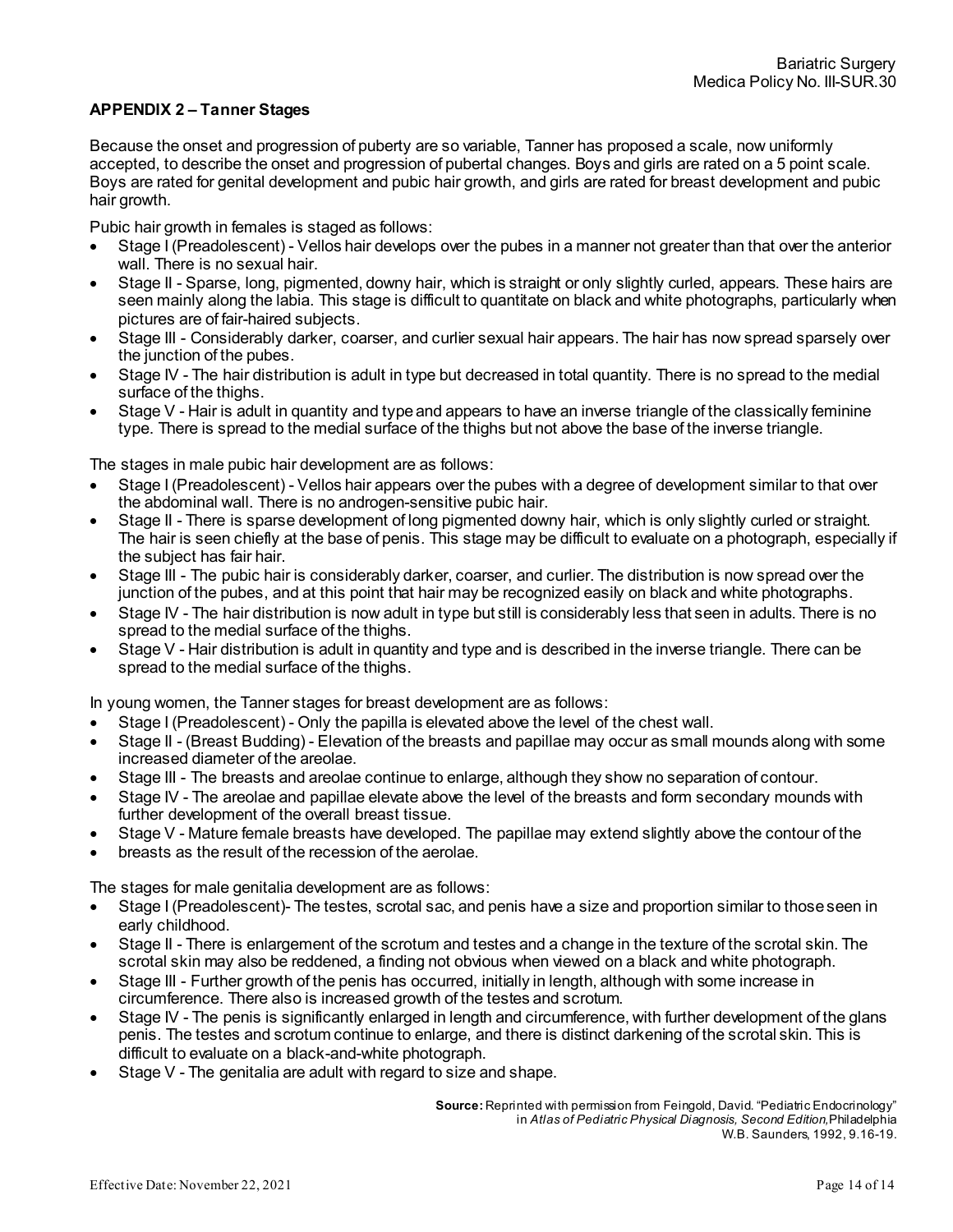## APPENDIX 2 – Tanner Stages

Because the onset and progression of puberty are so variable, Tanner has proposed a scale, now uniformly accepted, to describe the onset and progression of pubertal changes. Boys and girls are rated on a 5 point scale. Boys are rated for genital development and pubic hair growth, and girls are rated for breast development and pubic hair growth.

Pubic hair growth in females is staged as follows:

- Stage I (Preadolescent) - Vellos hair develops over the pubes in a manner not greater than that over the anterior wall. There is no sexual hair.
- Stage II - Sparse, long, pigmented, downy hair, which is straight or only slightly curled, appears. These hairs are seen mainly along the labia. This stage is difficult to quantitate on black and white photographs, particularly when pictures are of fair-haired subjects.
- Stage III - Considerably darker, coarser, and curlier sexual hair appears. The hair has now spread sparsely over the junction of the pubes.
- Stage IV - The hair distribution is adult in type but decreased in total quantity. There is no spread to the medial surface of the thighs.
- Stage V - Hair is adult in quantity and type and appears to have an inverse triangle of the classically feminine type. There is spread to the medial surface of the thighs but not above the base of the inverse triangle.

The stages in male pubic hair development are as follows:

- Stage I (Preadolescent) - Vellos hair appears over the pubes with a degree of development similar to that over the abdominal wall. There is no androgen-sensitive pubic hair.
- Stage II - There is sparse development of long pigmented downy hair, which is only slightly curled or straight. The hair is seen chiefly at the base of penis. This stage may be difficult to evaluate on a photograph, especially if the subject has fair hair.
- Stage III - The pubic hair is considerably darker, coarser, and curlier. The distribution is now spread over the junction of the pubes, and at this point that hair may be recognized easily on black and white photographs.
- Stage IV - The hair distribution is now adult in type but still is considerably less that seen in adults. There is no spread to the medial surface of the thighs.
- Stage V - Hair distribution is adult in quantity and type and is described in the inverse triangle. There can be spread to the medial surface of the thighs.

In young women, the Tanner stages for breast development are as follows:

- Stage I (Preadolescent) - Only the papilla is elevated above the level of the chest wall.
- Stage II - (Breast Budding) - Elevation of the breasts and papillae may occur as small mounds along with some increased diameter of the areolae.
- Stage III - The breasts and areolae continue to enlarge, although they show no separation of contour.
- Stage IV - The areolae and papillae elevate above the level of the breasts and form secondary mounds with further development of the overall breast tissue.
- Stage V - Mature female breasts have developed. The papillae may extend slightly above the contour of the
- breasts as the result of the recession of the aerolae.

The stages for male genitalia development are as follows:

- Stage I (Preadolescent)- The testes, scrotal sac, and penis have a size and proportion similar to those seen in early childhood.
- Stage II - There is enlargement of the scrotum and testes and a change in the texture of the scrotal skin. The scrotal skin may also be reddened, a finding not obvious when viewed on a black and white photograph.
- Stage III - Further growth of the penis has occurred, initially in length, although with some increase in circumference. There also is increased growth of the testes and scrotum.
- Stage IV - The penis is significantly enlarged in length and circumference, with further development of the glans penis. The testes and scrotum continue to enlarge, and there is distinct darkening of the scrotal skin. This is difficult to evaluate on a black-and-white photograph.
- Stage V - The genitalia are adult with regard to size and shape.

**Source:** Reprinted with permission from Feingold, David. "Pediatric Endocrinology" in *Atlas of Pediatric Physical Diagnosis, Second Edition,* Philadelphia W.B. Saunders, 1992, 9.16-19.